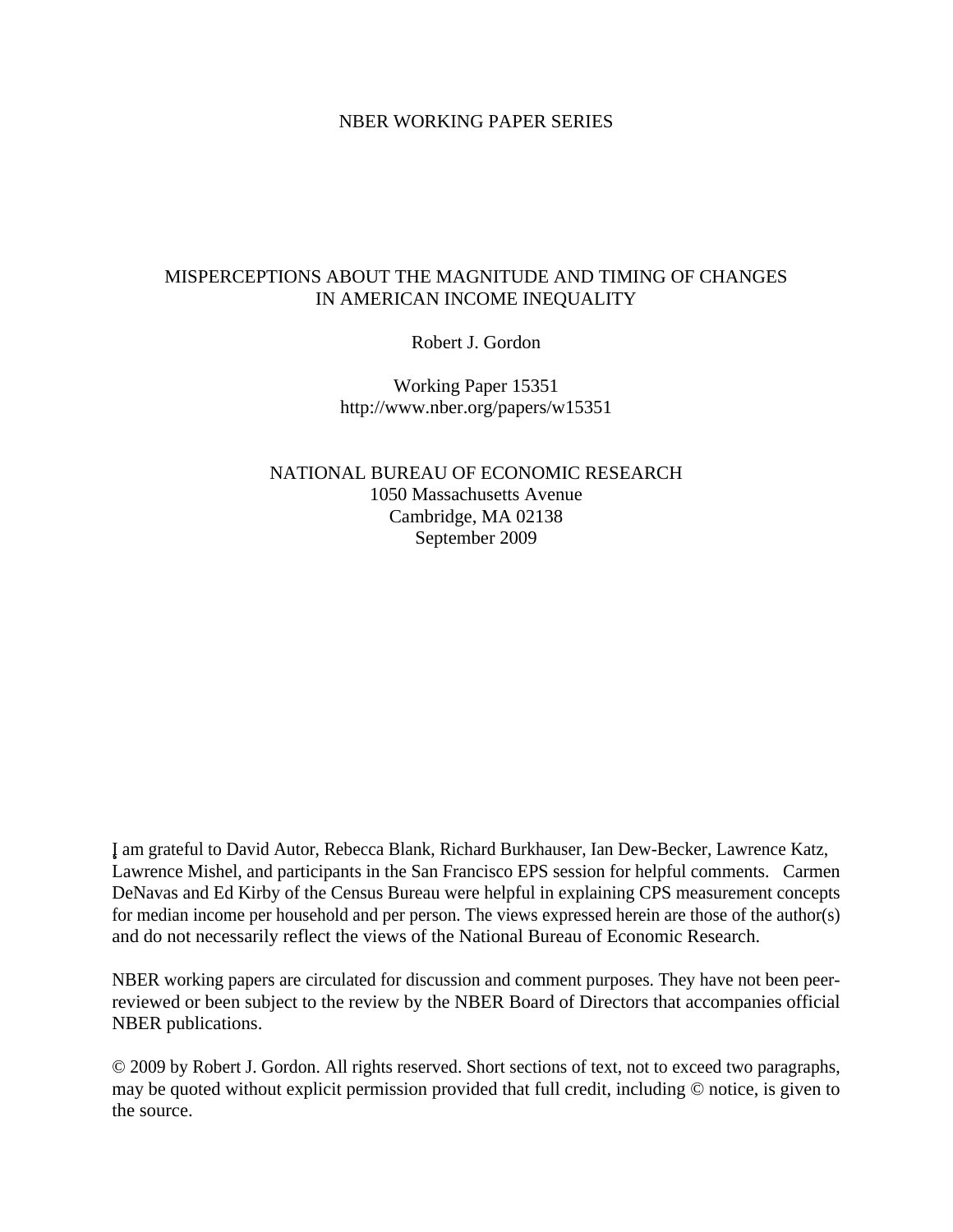NBER WORKING PAPER SERIES

# MISPERCEPTIONS ABOUT THE MAGNITUDE AND TIMING OF CHANGES IN AMERICAN INCOME INEQUALITY

Robert J. Gordon

Working Paper 15351
http://www.nber.org/papers/w15351

NATIONAL BUREAU OF ECONOMIC RESEARCH
1050 Massachusetts Avenue
Cambridge, MA 02138
September 2009

I am grateful to David Autor, Rebecca Blank, Richard Burkhauser, Ian Dew-Becker, Lawrence Katz, Lawrence Mishel, and participants in the San Francisco EPS session for helpful comments. Carmen DeNavas and Ed Kirby of the Census Bureau were helpful in explaining CPS measurement concepts for median income per household and per person. The views expressed herein are those of the author(s) and do not necessarily reflect the views of the National Bureau of Economic Research.

NBER working papers are circulated for discussion and comment purposes. They have not been peer-reviewed or been subject to the review by the NBER Board of Directors that accompanies official NBER publications.

© 2009 by Robert J. Gordon. All rights reserved. Short sections of text, not to exceed two paragraphs, may be quoted without explicit permission provided that full credit, including © notice, is given to the source.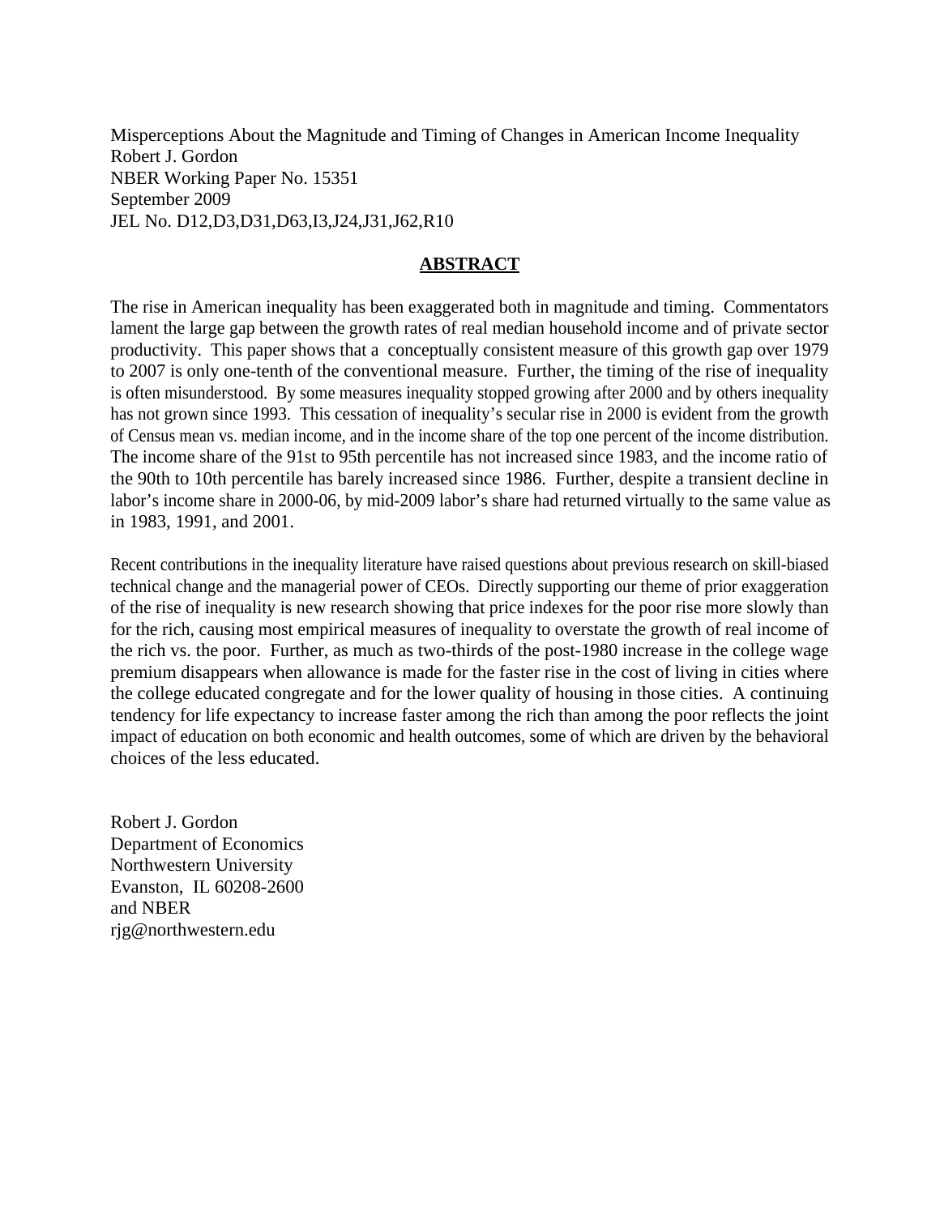Misperceptions About the Magnitude and Timing of Changes in American Income Inequality
Robert J. Gordon
NBER Working Paper No. 15351
September 2009
JEL No. D12,D3,D31,D63,I3,J24,J31,J62,R10

## ABSTRACT

The rise in American inequality has been exaggerated both in magnitude and timing. Commentators lament the large gap between the growth rates of real median household income and of private sector productivity. This paper shows that a conceptually consistent measure of this growth gap over 1979 to 2007 is only one-tenth of the conventional measure. Further, the timing of the rise of inequality is often misunderstood. By some measures inequality stopped growing after 2000 and by others inequality has not grown since 1993. This cessation of inequality's secular rise in 2000 is evident from the growth of Census mean vs. median income, and in the income share of the top one percent of the income distribution. The income share of the 91st to 95th percentile has not increased since 1983, and the income ratio of the 90th to 10th percentile has barely increased since 1986. Further, despite a transient decline in labor's income share in 2000-06, by mid-2009 labor's share had returned virtually to the same value as in 1983, 1991, and 2001.

Recent contributions in the inequality literature have raised questions about previous research on skill-biased technical change and the managerial power of CEOs. Directly supporting our theme of prior exaggeration of the rise of inequality is new research showing that price indexes for the poor rise more slowly than for the rich, causing most empirical measures of inequality to overstate the growth of real income of the rich vs. the poor. Further, as much as two-thirds of the post-1980 increase in the college wage premium disappears when allowance is made for the faster rise in the cost of living in cities where the college educated congregate and for the lower quality of housing in those cities. A continuing tendency for life expectancy to increase faster among the rich than among the poor reflects the joint impact of education on both economic and health outcomes, some of which are driven by the behavioral choices of the less educated.

Robert J. Gordon
Department of Economics
Northwestern University
Evanston, IL 60208-2600
and NBER
rjg@northwestern.edu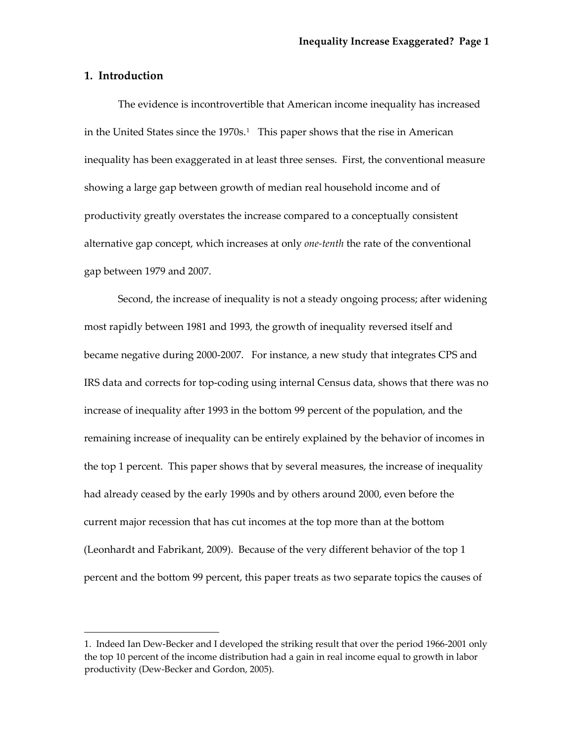## 1. Introduction

The evidence is incontrovertible that American income inequality has increased in the United States since the 1970s.[1] This paper shows that the rise in American inequality has been exaggerated in at least three senses. First, the conventional measure showing a large gap between growth of median real household income and of productivity greatly overstates the increase compared to a conceptually consistent alternative gap concept, which increases at only *one-tenth* the rate of the conventional gap between 1979 and 2007.

Second, the increase of inequality is not a steady ongoing process; after widening most rapidly between 1981 and 1993, the growth of inequality reversed itself and became negative during 2000-2007. For instance, a new study that integrates CPS and IRS data and corrects for top-coding using internal Census data, shows that there was no increase of inequality after 1993 in the bottom 99 percent of the population, and the remaining increase of inequality can be entirely explained by the behavior of incomes in the top 1 percent. This paper shows that by several measures, the increase of inequality had already ceased by the early 1990s and by others around 2000, even before the current major recession that has cut incomes at the top more than at the bottom (Leonhardt and Fabrikant, 2009). Because of the very different behavior of the top 1 percent and the bottom 99 percent, this paper treats as two separate topics the causes of

1. Indeed Ian Dew-Becker and I developed the striking result that over the period 1966-2001 only the top 10 percent of the income distribution had a gain in real income equal to growth in labor productivity (Dew-Becker and Gordon, 2005).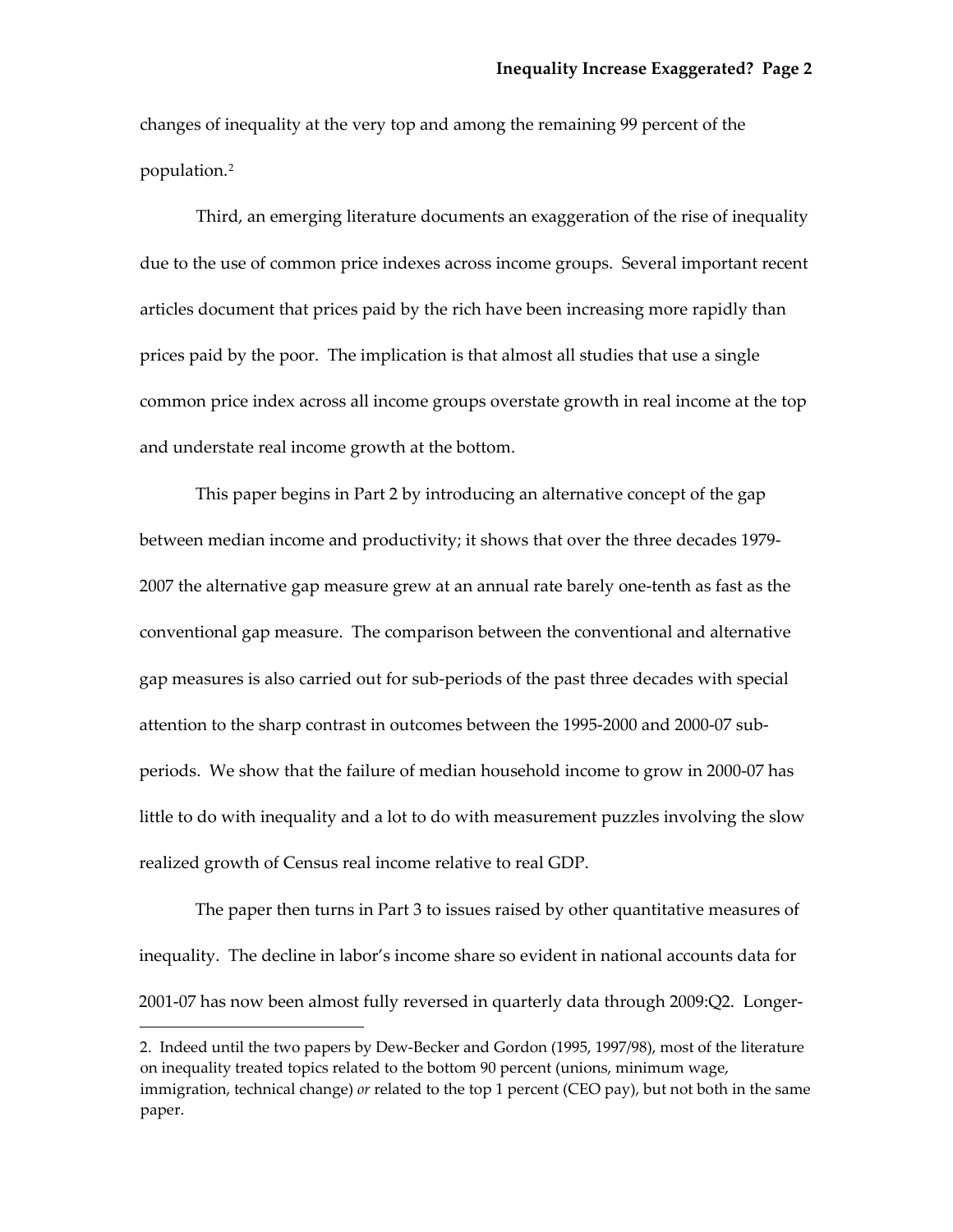changes of inequality at the very top and among the remaining 99 percent of the population.[2]

Third, an emerging literature documents an exaggeration of the rise of inequality due to the use of common price indexes across income groups. Several important recent articles document that prices paid by the rich have been increasing more rapidly than prices paid by the poor. The implication is that almost all studies that use a single common price index across all income groups overstate growth in real income at the top and understate real income growth at the bottom.

This paper begins in Part 2 by introducing an alternative concept of the gap between median income and productivity; it shows that over the three decades 1979-2007 the alternative gap measure grew at an annual rate barely one-tenth as fast as the conventional gap measure. The comparison between the conventional and alternative gap measures is also carried out for sub-periods of the past three decades with special attention to the sharp contrast in outcomes between the 1995-2000 and 2000-07 sub-periods. We show that the failure of median household income to grow in 2000-07 has little to do with inequality and a lot to do with measurement puzzles involving the slow realized growth of Census real income relative to real GDP.

The paper then turns in Part 3 to issues raised by other quantitative measures of inequality. The decline in labor's income share so evident in national accounts data for 2001-07 has now been almost fully reversed in quarterly data through 2009:Q2. Longer-

---

2. Indeed until the two papers by Dew-Becker and Gordon (1995, 1997/98), most of the literature on inequality treated topics related to the bottom 90 percent (unions, minimum wage, immigration, technical change) *or* related to the top 1 percent (CEO pay), but not both in the same paper.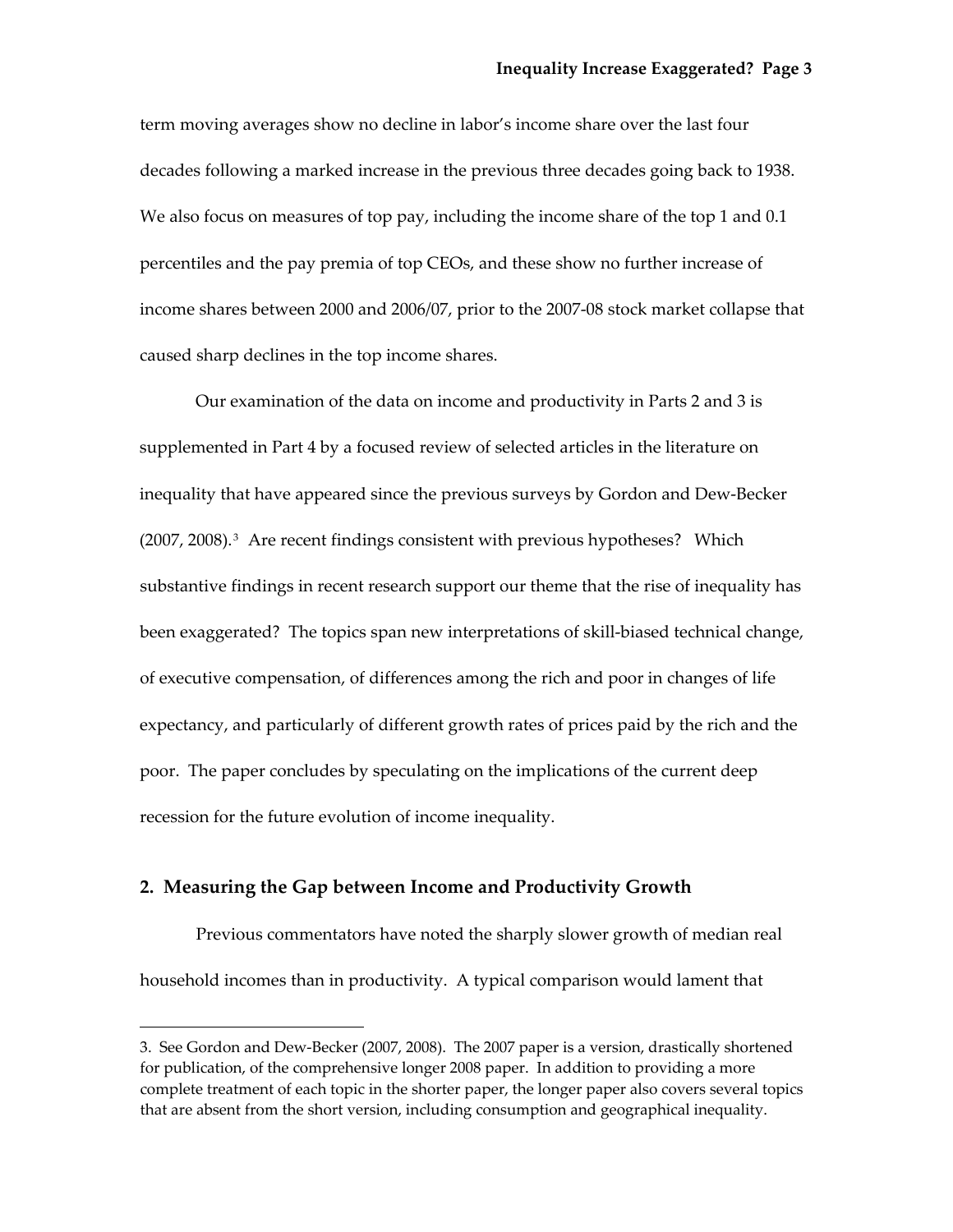term moving averages show no decline in labor's income share over the last four decades following a marked increase in the previous three decades going back to 1938. We also focus on measures of top pay, including the income share of the top 1 and 0.1 percentiles and the pay premia of top CEOs, and these show no further increase of income shares between 2000 and 2006/07, prior to the 2007-08 stock market collapse that caused sharp declines in the top income shares.

Our examination of the data on income and productivity in Parts 2 and 3 is supplemented in Part 4 by a focused review of selected articles in the literature on inequality that have appeared since the previous surveys by Gordon and Dew-Becker (2007, 2008).[3] Are recent findings consistent with previous hypotheses? Which substantive findings in recent research support our theme that the rise of inequality has been exaggerated? The topics span new interpretations of skill-biased technical change, of executive compensation, of differences among the rich and poor in changes of life expectancy, and particularly of different growth rates of prices paid by the rich and the poor. The paper concludes by speculating on the implications of the current deep recession for the future evolution of income inequality.

## 2. Measuring the Gap between Income and Productivity Growth

Previous commentators have noted the sharply slower growth of median real household incomes than in productivity. A typical comparison would lament that

3. See Gordon and Dew-Becker (2007, 2008). The 2007 paper is a version, drastically shortened for publication, of the comprehensive longer 2008 paper. In addition to providing a more complete treatment of each topic in the shorter paper, the longer paper also covers several topics that are absent from the short version, including consumption and geographical inequality.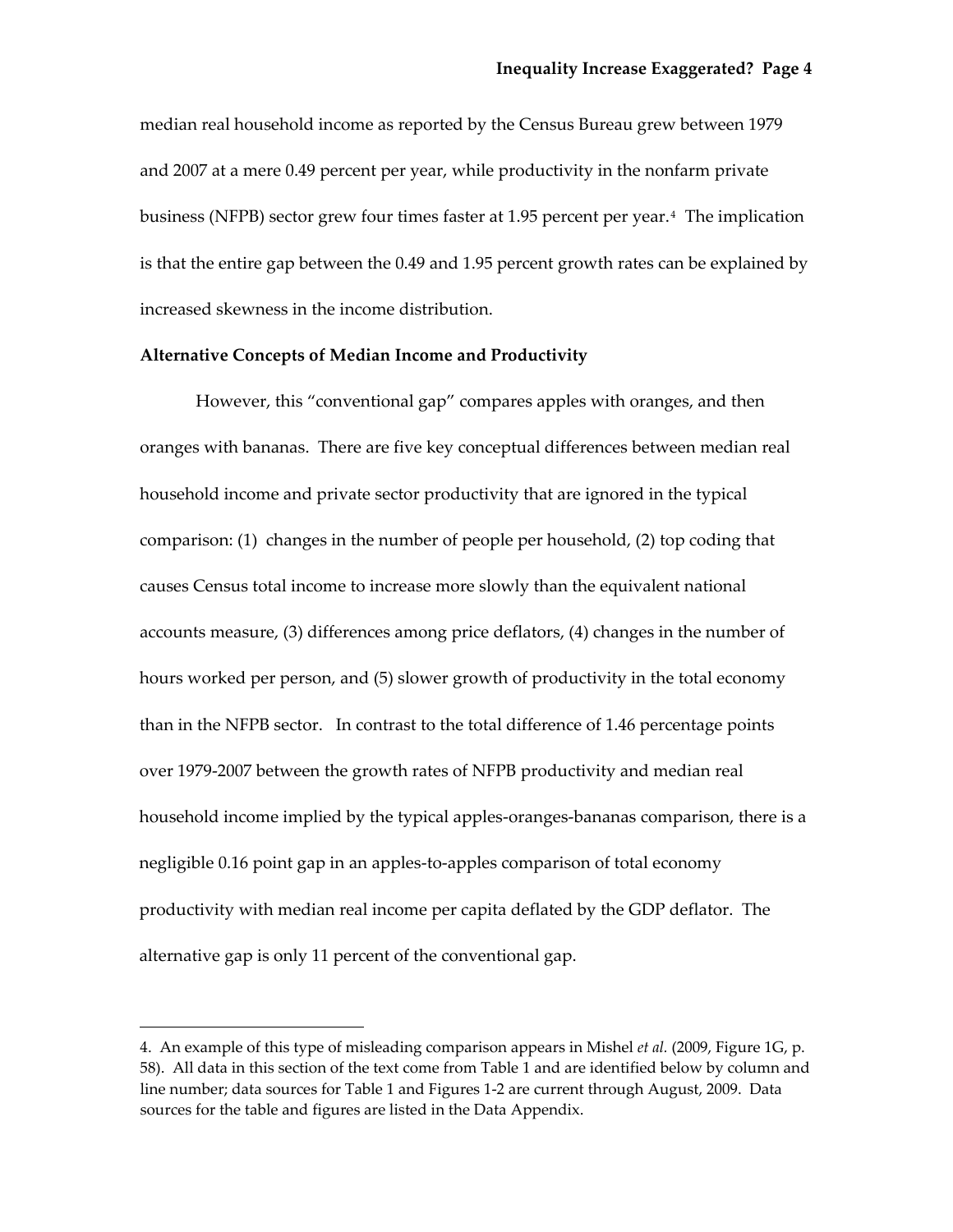median real household income as reported by the Census Bureau grew between 1979 and 2007 at a mere 0.49 percent per year, while productivity in the nonfarm private business (NFPB) sector grew four times faster at 1.95 percent per year.[4] The implication is that the entire gap between the 0.49 and 1.95 percent growth rates can be explained by increased skewness in the income distribution.

**Alternative Concepts of Median Income and Productivity**

However, this "conventional gap" compares apples with oranges, and then oranges with bananas. There are five key conceptual differences between median real household income and private sector productivity that are ignored in the typical comparison: (1) changes in the number of people per household, (2) top coding that causes Census total income to increase more slowly than the equivalent national accounts measure, (3) differences among price deflators, (4) changes in the number of hours worked per person, and (5) slower growth of productivity in the total economy than in the NFPB sector. In contrast to the total difference of 1.46 percentage points over 1979-2007 between the growth rates of NFPB productivity and median real household income implied by the typical apples-oranges-bananas comparison, there is a negligible 0.16 point gap in an apples-to-apples comparison of total economy productivity with median real income per capita deflated by the GDP deflator. The alternative gap is only 11 percent of the conventional gap.

---

4. An example of this type of misleading comparison appears in Mishel *et al.* (2009, Figure 1G, p. 58). All data in this section of the text come from Table 1 and are identified below by column and line number; data sources for Table 1 and Figures 1-2 are current through August, 2009. Data sources for the table and figures are listed in the Data Appendix.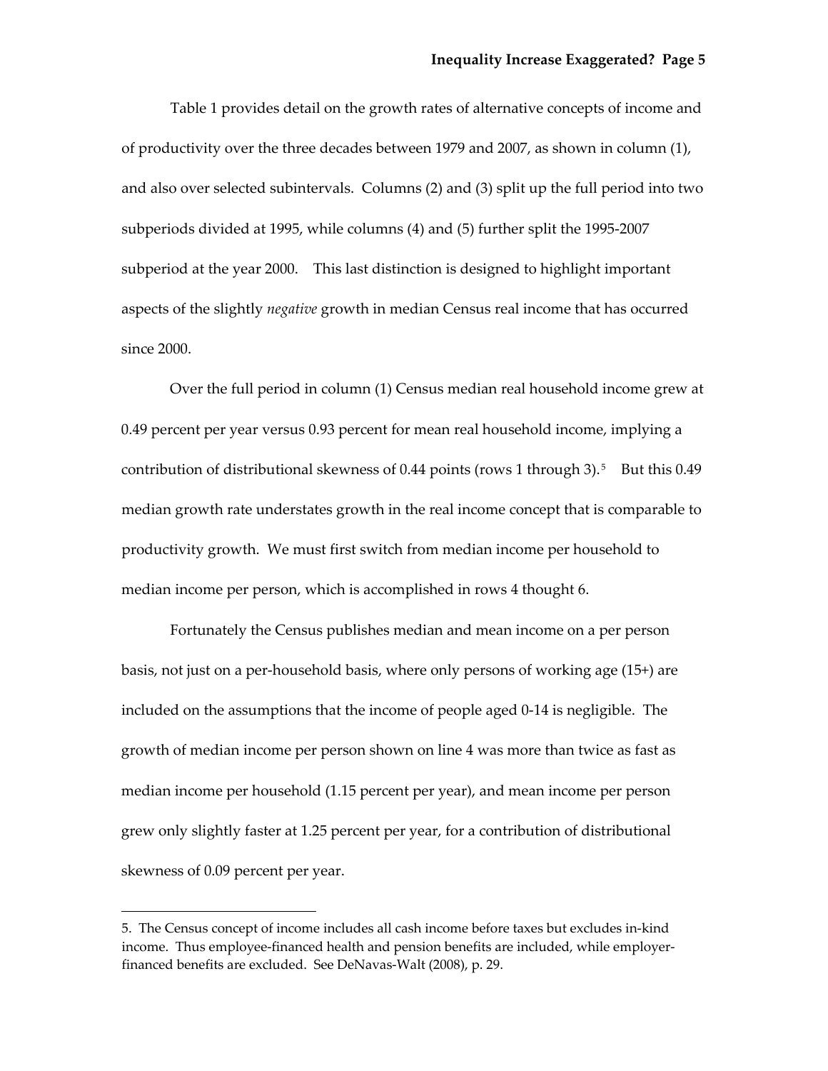Table 1 provides detail on the growth rates of alternative concepts of income and of productivity over the three decades between 1979 and 2007, as shown in column (1), and also over selected subintervals. Columns (2) and (3) split up the full period into two subperiods divided at 1995, while columns (4) and (5) further split the 1995-2007 subperiod at the year 2000. This last distinction is designed to highlight important aspects of the slightly *negative* growth in median Census real income that has occurred since 2000.

Over the full period in column (1) Census median real household income grew at 0.49 percent per year versus 0.93 percent for mean real household income, implying a contribution of distributional skewness of 0.44 points (rows 1 through 3).[5] But this 0.49 median growth rate understates growth in the real income concept that is comparable to productivity growth. We must first switch from median income per household to median income per person, which is accomplished in rows 4 thought 6.

Fortunately the Census publishes median and mean income on a per person basis, not just on a per-household basis, where only persons of working age (15+) are included on the assumptions that the income of people aged 0-14 is negligible. The growth of median income per person shown on line 4 was more than twice as fast as median income per household (1.15 percent per year), and mean income per person grew only slightly faster at 1.25 percent per year, for a contribution of distributional skewness of 0.09 percent per year.

---

5. The Census concept of income includes all cash income before taxes but excludes in-kind income. Thus employee-financed health and pension benefits are included, while employer-financed benefits are excluded. See DeNavas-Walt (2008), p. 29.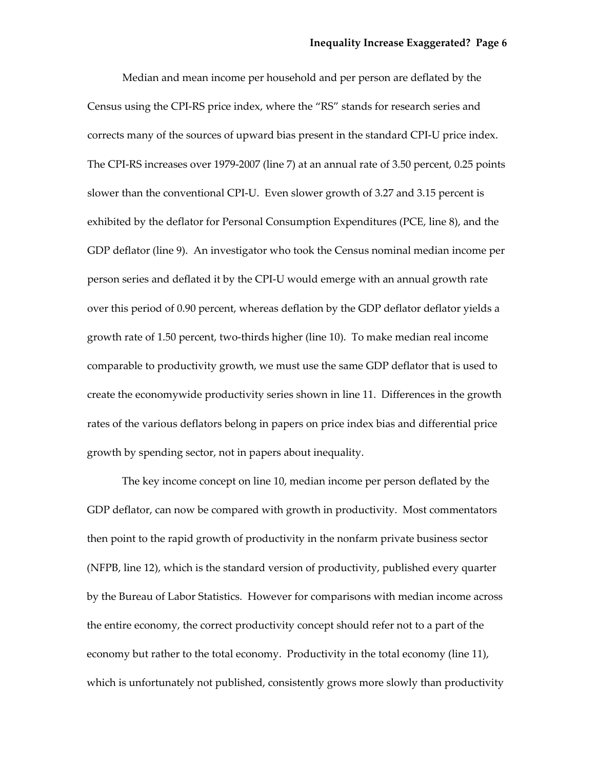Median and mean income per household and per person are deflated by the Census using the CPI-RS price index, where the "RS" stands for research series and corrects many of the sources of upward bias present in the standard CPI-U price index. The CPI-RS increases over 1979-2007 (line 7) at an annual rate of 3.50 percent, 0.25 points slower than the conventional CPI-U. Even slower growth of 3.27 and 3.15 percent is exhibited by the deflator for Personal Consumption Expenditures (PCE, line 8), and the GDP deflator (line 9). An investigator who took the Census nominal median income per person series and deflated it by the CPI-U would emerge with an annual growth rate over this period of 0.90 percent, whereas deflation by the GDP deflator deflator yields a growth rate of 1.50 percent, two-thirds higher (line 10). To make median real income comparable to productivity growth, we must use the same GDP deflator that is used to create the economywide productivity series shown in line 11. Differences in the growth rates of the various deflators belong in papers on price index bias and differential price growth by spending sector, not in papers about inequality.

The key income concept on line 10, median income per person deflated by the GDP deflator, can now be compared with growth in productivity. Most commentators then point to the rapid growth of productivity in the nonfarm private business sector (NFPB, line 12), which is the standard version of productivity, published every quarter by the Bureau of Labor Statistics. However for comparisons with median income across the entire economy, the correct productivity concept should refer not to a part of the economy but rather to the total economy. Productivity in the total economy (line 11), which is unfortunately not published, consistently grows more slowly than productivity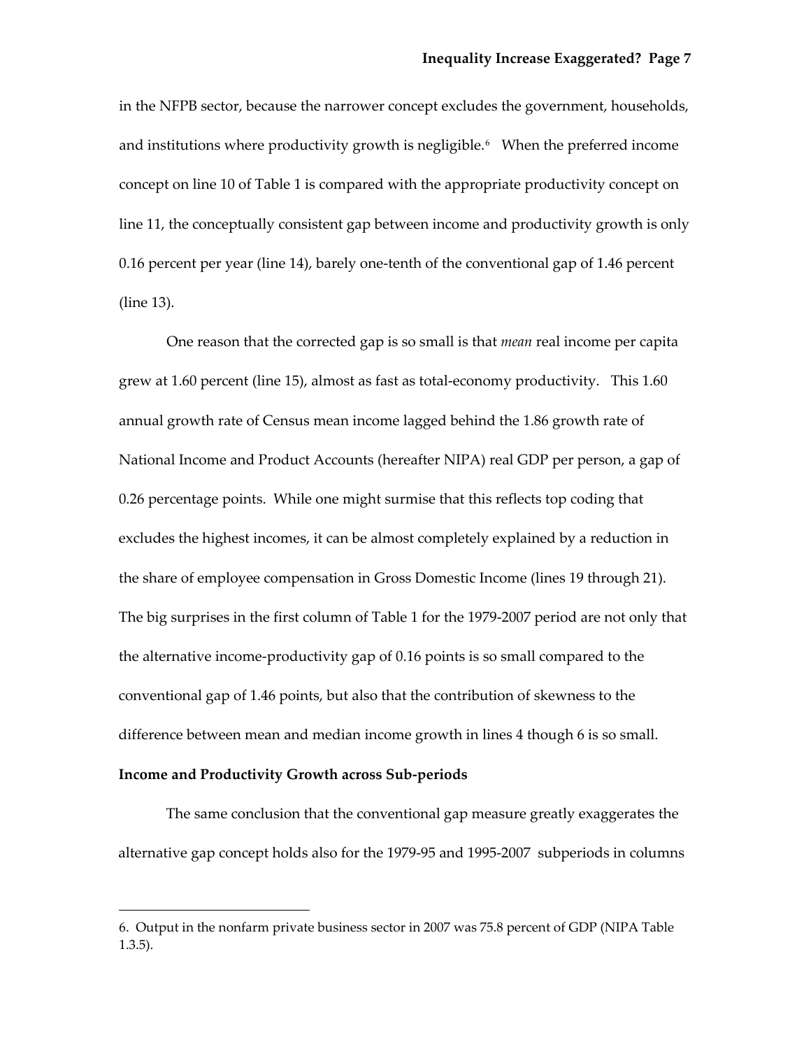in the NFPB sector, because the narrower concept excludes the government, households, and institutions where productivity growth is negligible.[6] When the preferred income concept on line 10 of Table 1 is compared with the appropriate productivity concept on line 11, the conceptually consistent gap between income and productivity growth is only 0.16 percent per year (line 14), barely one-tenth of the conventional gap of 1.46 percent (line 13).

One reason that the corrected gap is so small is that *mean* real income per capita grew at 1.60 percent (line 15), almost as fast as total-economy productivity. This 1.60 annual growth rate of Census mean income lagged behind the 1.86 growth rate of National Income and Product Accounts (hereafter NIPA) real GDP per person, a gap of 0.26 percentage points. While one might surmise that this reflects top coding that excludes the highest incomes, it can be almost completely explained by a reduction in the share of employee compensation in Gross Domestic Income (lines 19 through 21). The big surprises in the first column of Table 1 for the 1979-2007 period are not only that the alternative income-productivity gap of 0.16 points is so small compared to the conventional gap of 1.46 points, but also that the contribution of skewness to the difference between mean and median income growth in lines 4 though 6 is so small.

**Income and Productivity Growth across Sub-periods**

The same conclusion that the conventional gap measure greatly exaggerates the alternative gap concept holds also for the 1979-95 and 1995-2007 subperiods in columns

6. Output in the nonfarm private business sector in 2007 was 75.8 percent of GDP (NIPA Table 1.3.5).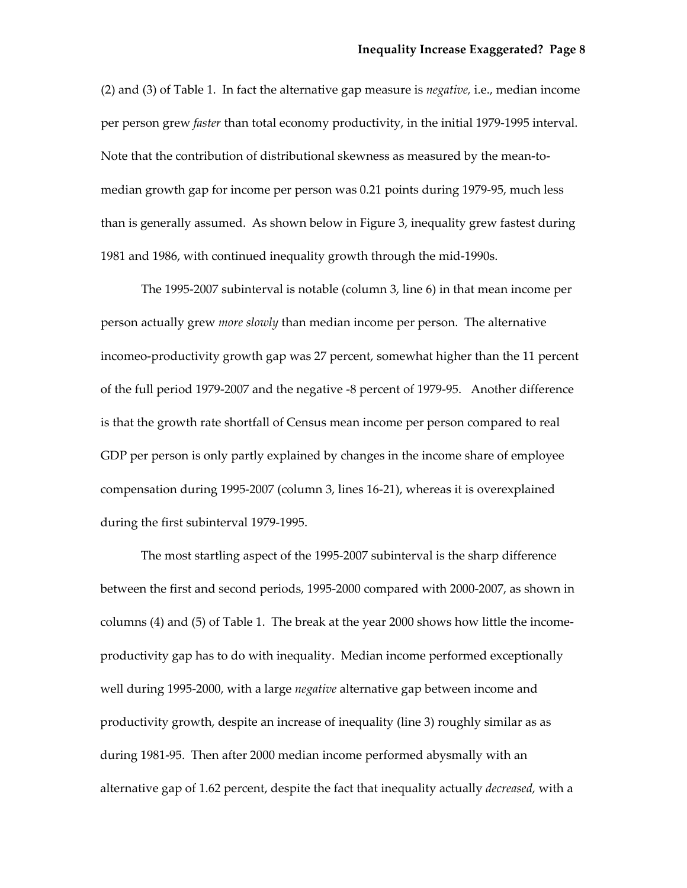(2) and (3) of Table 1. In fact the alternative gap measure is *negative,* i.e., median income per person grew *faster* than total economy productivity, in the initial 1979-1995 interval. Note that the contribution of distributional skewness as measured by the mean-to-median growth gap for income per person was 0.21 points during 1979-95, much less than is generally assumed. As shown below in Figure 3, inequality grew fastest during 1981 and 1986, with continued inequality growth through the mid-1990s.

The 1995-2007 subinterval is notable (column 3, line 6) in that mean income per person actually grew *more slowly* than median income per person. The alternative incomeo-productivity growth gap was 27 percent, somewhat higher than the 11 percent of the full period 1979-2007 and the negative -8 percent of 1979-95. Another difference is that the growth rate shortfall of Census mean income per person compared to real GDP per person is only partly explained by changes in the income share of employee compensation during 1995-2007 (column 3, lines 16-21), whereas it is overexplained during the first subinterval 1979-1995.

The most startling aspect of the 1995-2007 subinterval is the sharp difference between the first and second periods, 1995-2000 compared with 2000-2007, as shown in columns (4) and (5) of Table 1. The break at the year 2000 shows how little the income-productivity gap has to do with inequality. Median income performed exceptionally well during 1995-2000, with a large *negative* alternative gap between income and productivity growth, despite an increase of inequality (line 3) roughly similar as as during 1981-95. Then after 2000 median income performed abysmally with an alternative gap of 1.62 percent, despite the fact that inequality actually *decreased,* with a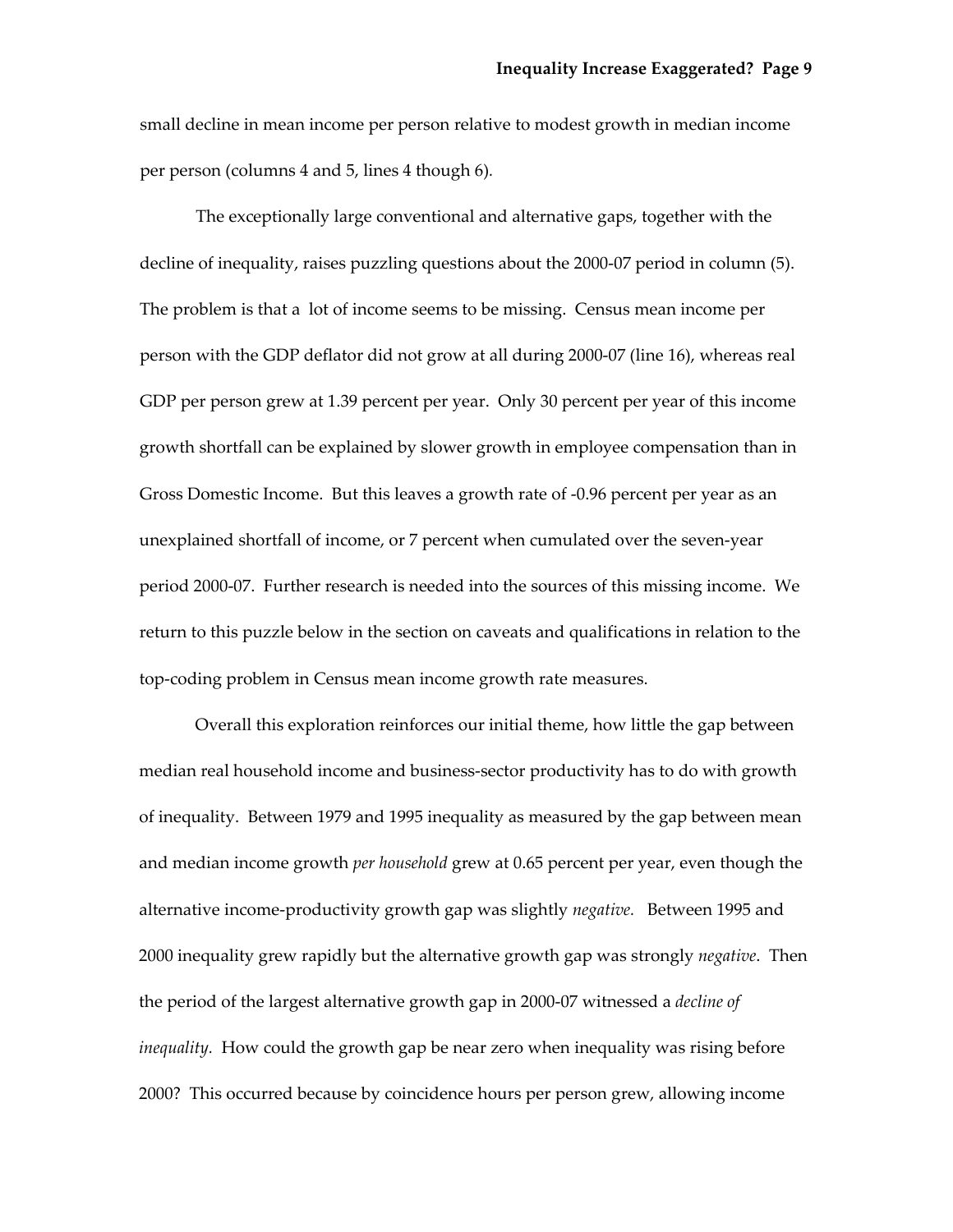small decline in mean income per person relative to modest growth in median income per person (columns 4 and 5, lines 4 though 6).

The exceptionally large conventional and alternative gaps, together with the decline of inequality, raises puzzling questions about the 2000-07 period in column (5). The problem is that a lot of income seems to be missing. Census mean income per person with the GDP deflator did not grow at all during 2000-07 (line 16), whereas real GDP per person grew at 1.39 percent per year. Only 30 percent per year of this income growth shortfall can be explained by slower growth in employee compensation than in Gross Domestic Income. But this leaves a growth rate of -0.96 percent per year as an unexplained shortfall of income, or 7 percent when cumulated over the seven-year period 2000-07. Further research is needed into the sources of this missing income. We return to this puzzle below in the section on caveats and qualifications in relation to the top-coding problem in Census mean income growth rate measures.

Overall this exploration reinforces our initial theme, how little the gap between median real household income and business-sector productivity has to do with growth of inequality. Between 1979 and 1995 inequality as measured by the gap between mean and median income growth *per household* grew at 0.65 percent per year, even though the alternative income-productivity growth gap was slightly *negative.* Between 1995 and 2000 inequality grew rapidly but the alternative growth gap was strongly *negative*. Then the period of the largest alternative growth gap in 2000-07 witnessed a *decline of inequality.* How could the growth gap be near zero when inequality was rising before 2000? This occurred because by coincidence hours per person grew, allowing income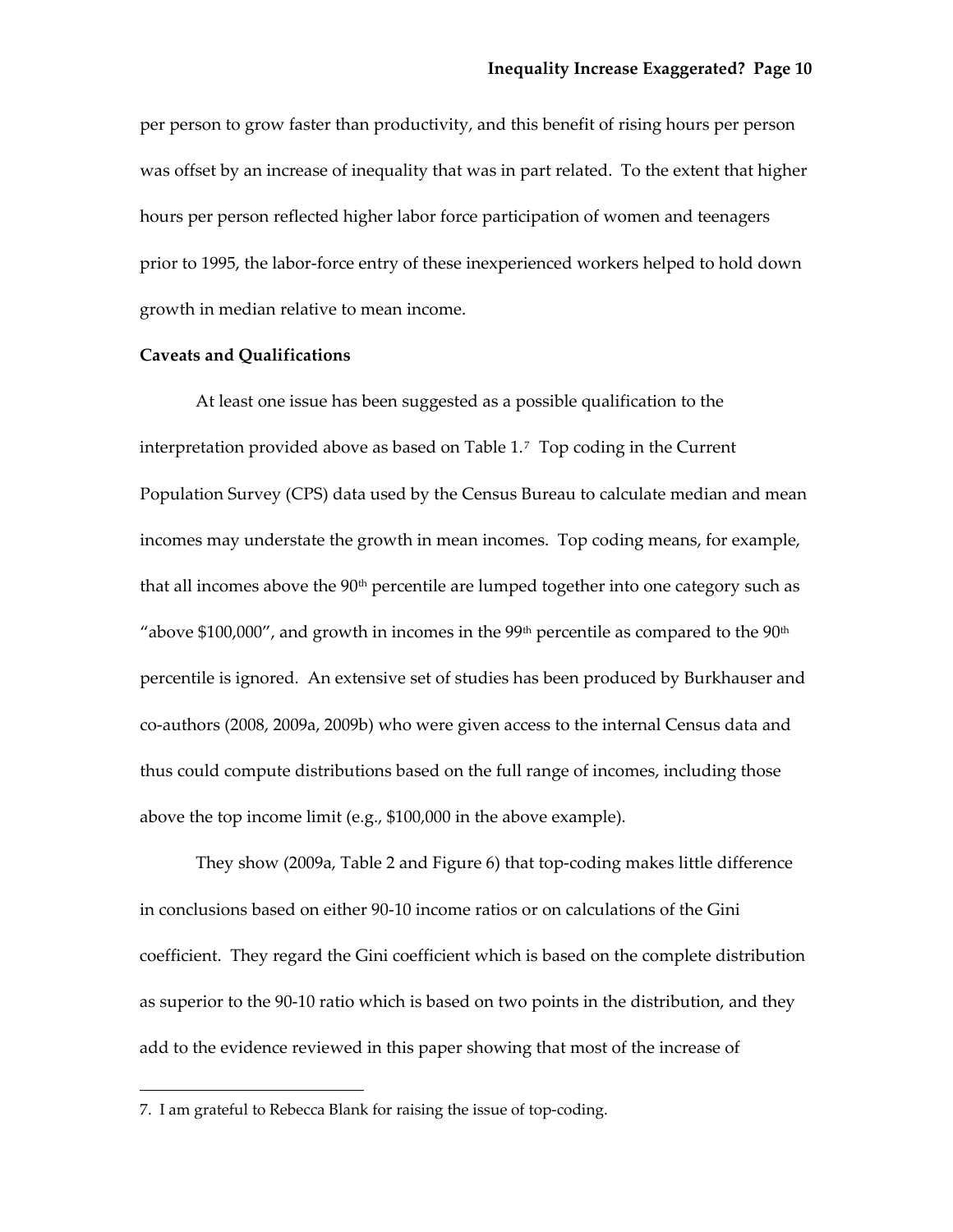per person to grow faster than productivity, and this benefit of rising hours per person was offset by an increase of inequality that was in part related. To the extent that higher hours per person reflected higher labor force participation of women and teenagers prior to 1995, the labor-force entry of these inexperienced workers helped to hold down growth in median relative to mean income.

**Caveats and Qualifications**

At least one issue has been suggested as a possible qualification to the interpretation provided above as based on Table 1.[7] Top coding in the Current Population Survey (CPS) data used by the Census Bureau to calculate median and mean incomes may understate the growth in mean incomes. Top coding means, for example, that all incomes above the 90th percentile are lumped together into one category such as "above $100,000", and growth in incomes in the 99th percentile as compared to the 90th percentile is ignored. An extensive set of studies has been produced by Burkhauser and co-authors (2008, 2009a, 2009b) who were given access to the internal Census data and thus could compute distributions based on the full range of incomes, including those above the top income limit (e.g., $100,000 in the above example).

They show (2009a, Table 2 and Figure 6) that top-coding makes little difference in conclusions based on either 90-10 income ratios or on calculations of the Gini coefficient. They regard the Gini coefficient which is based on the complete distribution as superior to the 90-10 ratio which is based on two points in the distribution, and they add to the evidence reviewed in this paper showing that most of the increase of

7. I am grateful to Rebecca Blank for raising the issue of top-coding.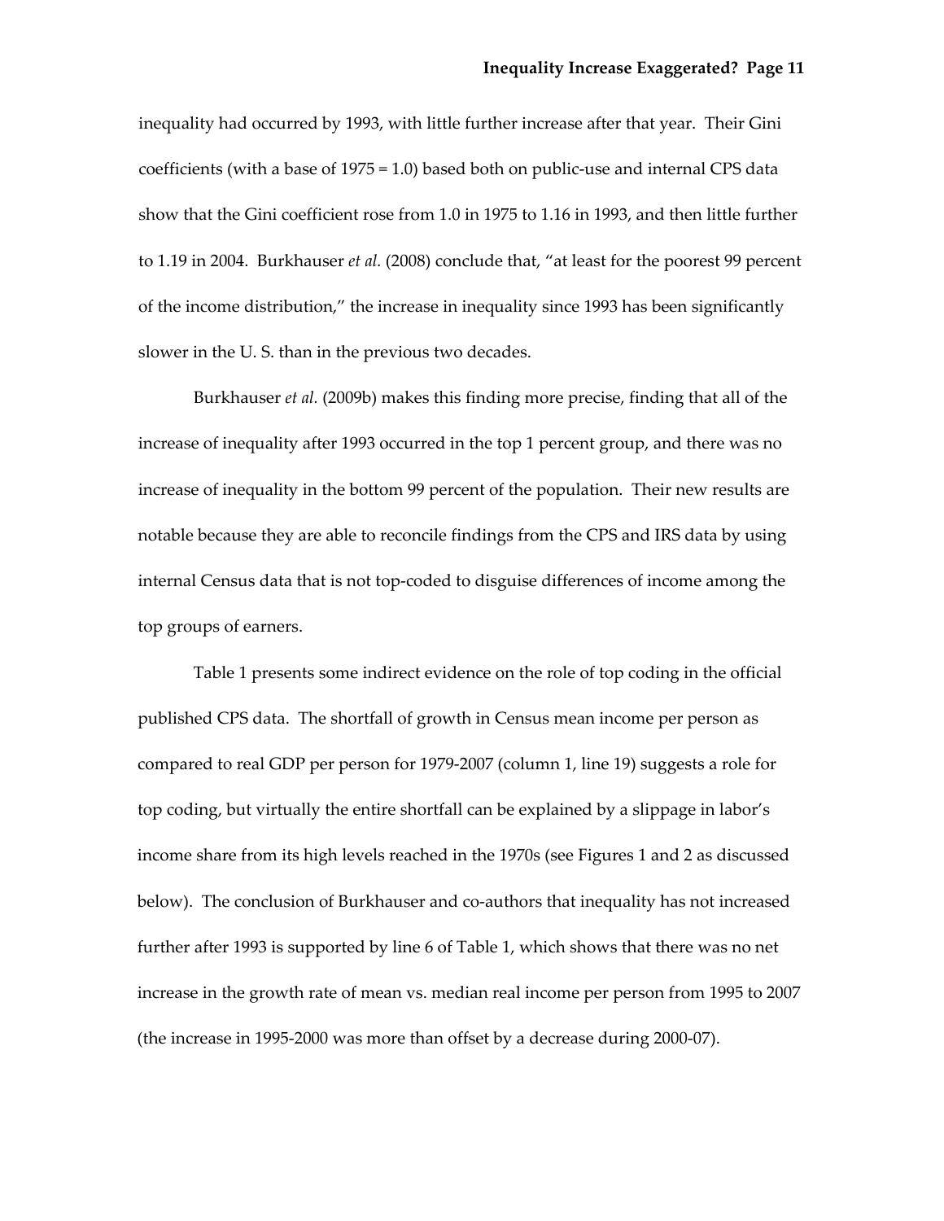inequality had occurred by 1993, with little further increase after that year. Their Gini coefficients (with a base of 1975 = 1.0) based both on public-use and internal CPS data show that the Gini coefficient rose from 1.0 in 1975 to 1.16 in 1993, and then little further to 1.19 in 2004. Burkhauser *et al.* (2008) conclude that, "at least for the poorest 99 percent of the income distribution," the increase in inequality since 1993 has been significantly slower in the U. S. than in the previous two decades.

Burkhauser *et al.* (2009b) makes this finding more precise, finding that all of the increase of inequality after 1993 occurred in the top 1 percent group, and there was no increase of inequality in the bottom 99 percent of the population. Their new results are notable because they are able to reconcile findings from the CPS and IRS data by using internal Census data that is not top-coded to disguise differences of income among the top groups of earners.

Table 1 presents some indirect evidence on the role of top coding in the official published CPS data. The shortfall of growth in Census mean income per person as compared to real GDP per person for 1979-2007 (column 1, line 19) suggests a role for top coding, but virtually the entire shortfall can be explained by a slippage in labor's income share from its high levels reached in the 1970s (see Figures 1 and 2 as discussed below). The conclusion of Burkhauser and co-authors that inequality has not increased further after 1993 is supported by line 6 of Table 1, which shows that there was no net increase in the growth rate of mean vs. median real income per person from 1995 to 2007 (the increase in 1995-2000 was more than offset by a decrease during 2000-07).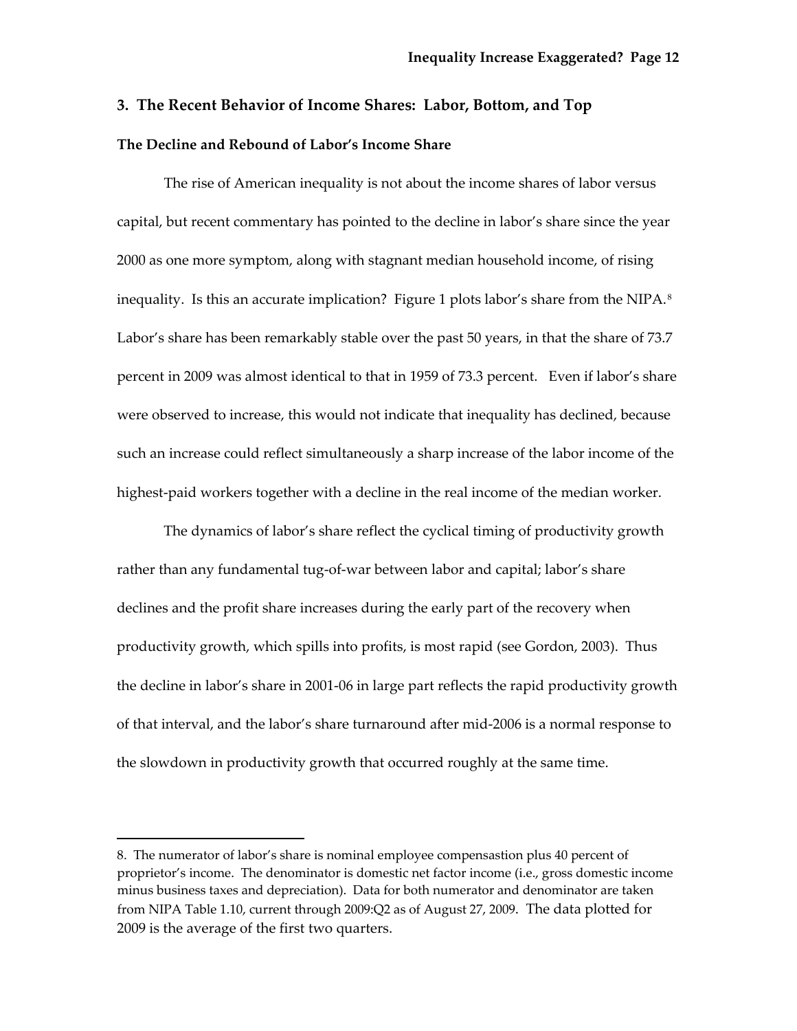## 3. The Recent Behavior of Income Shares: Labor, Bottom, and Top

### The Decline and Rebound of Labor's Income Share

The rise of American inequality is not about the income shares of labor versus capital, but recent commentary has pointed to the decline in labor's share since the year 2000 as one more symptom, along with stagnant median household income, of rising inequality. Is this an accurate implication? Figure 1 plots labor's share from the NIPA.[8] Labor's share has been remarkably stable over the past 50 years, in that the share of 73.7 percent in 2009 was almost identical to that in 1959 of 73.3 percent. Even if labor's share were observed to increase, this would not indicate that inequality has declined, because such an increase could reflect simultaneously a sharp increase of the labor income of the highest-paid workers together with a decline in the real income of the median worker.

The dynamics of labor's share reflect the cyclical timing of productivity growth rather than any fundamental tug-of-war between labor and capital; labor's share declines and the profit share increases during the early part of the recovery when productivity growth, which spills into profits, is most rapid (see Gordon, 2003). Thus the decline in labor's share in 2001-06 in large part reflects the rapid productivity growth of that interval, and the labor's share turnaround after mid-2006 is a normal response to the slowdown in productivity growth that occurred roughly at the same time.

---

8. The numerator of labor's share is nominal employee compensastion plus 40 percent of proprietor's income. The denominator is domestic net factor income (i.e., gross domestic income minus business taxes and depreciation). Data for both numerator and denominator are taken from NIPA Table 1.10, current through 2009:Q2 as of August 27, 2009. The data plotted for 2009 is the average of the first two quarters.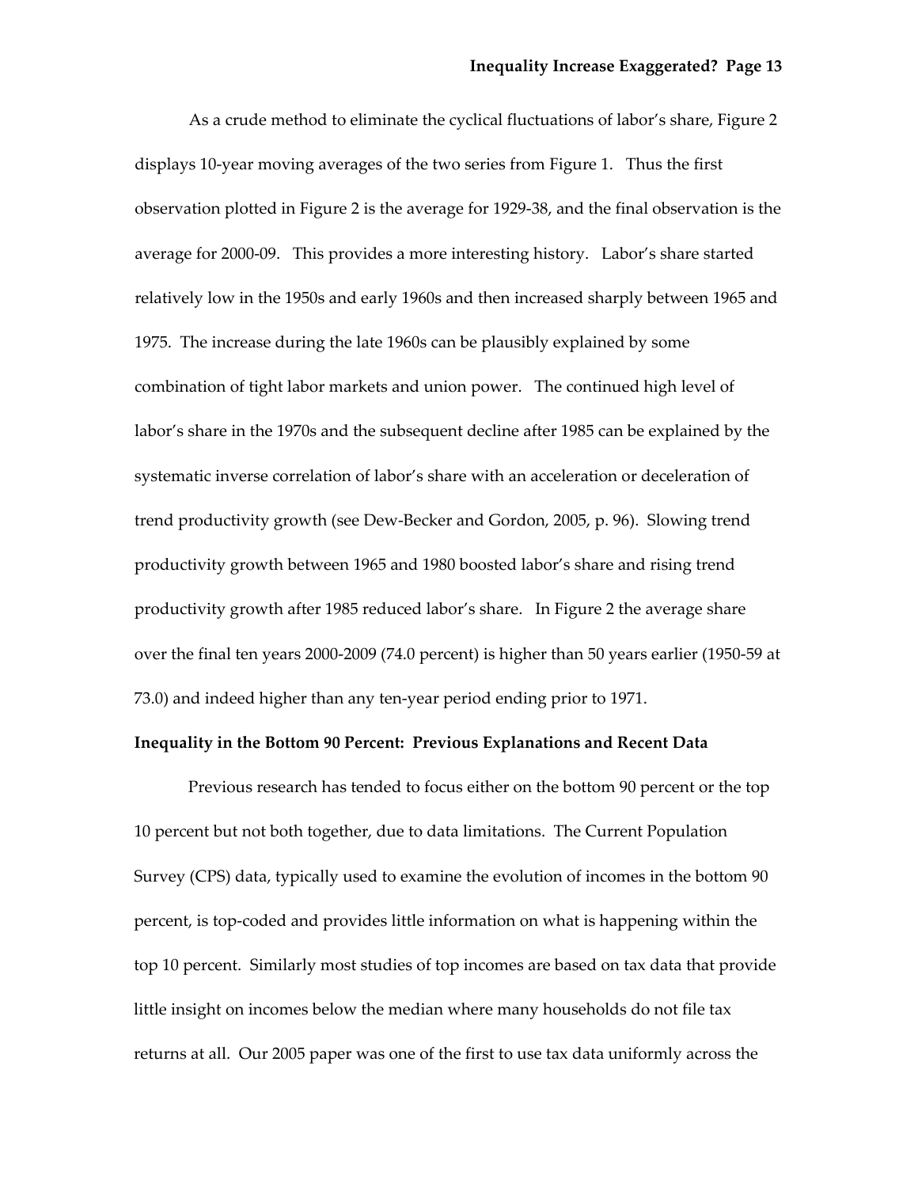As a crude method to eliminate the cyclical fluctuations of labor's share, Figure 2 displays 10-year moving averages of the two series from Figure 1. Thus the first observation plotted in Figure 2 is the average for 1929-38, and the final observation is the average for 2000-09. This provides a more interesting history. Labor's share started relatively low in the 1950s and early 1960s and then increased sharply between 1965 and 1975. The increase during the late 1960s can be plausibly explained by some combination of tight labor markets and union power. The continued high level of labor's share in the 1970s and the subsequent decline after 1985 can be explained by the systematic inverse correlation of labor's share with an acceleration or deceleration of trend productivity growth (see Dew-Becker and Gordon, 2005, p. 96). Slowing trend productivity growth between 1965 and 1980 boosted labor's share and rising trend productivity growth after 1985 reduced labor's share. In Figure 2 the average share over the final ten years 2000-2009 (74.0 percent) is higher than 50 years earlier (1950-59 at 73.0) and indeed higher than any ten-year period ending prior to 1971.

**Inequality in the Bottom 90 Percent: Previous Explanations and Recent Data**

Previous research has tended to focus either on the bottom 90 percent or the top 10 percent but not both together, due to data limitations. The Current Population Survey (CPS) data, typically used to examine the evolution of incomes in the bottom 90 percent, is top-coded and provides little information on what is happening within the top 10 percent. Similarly most studies of top incomes are based on tax data that provide little insight on incomes below the median where many households do not file tax returns at all. Our 2005 paper was one of the first to use tax data uniformly across the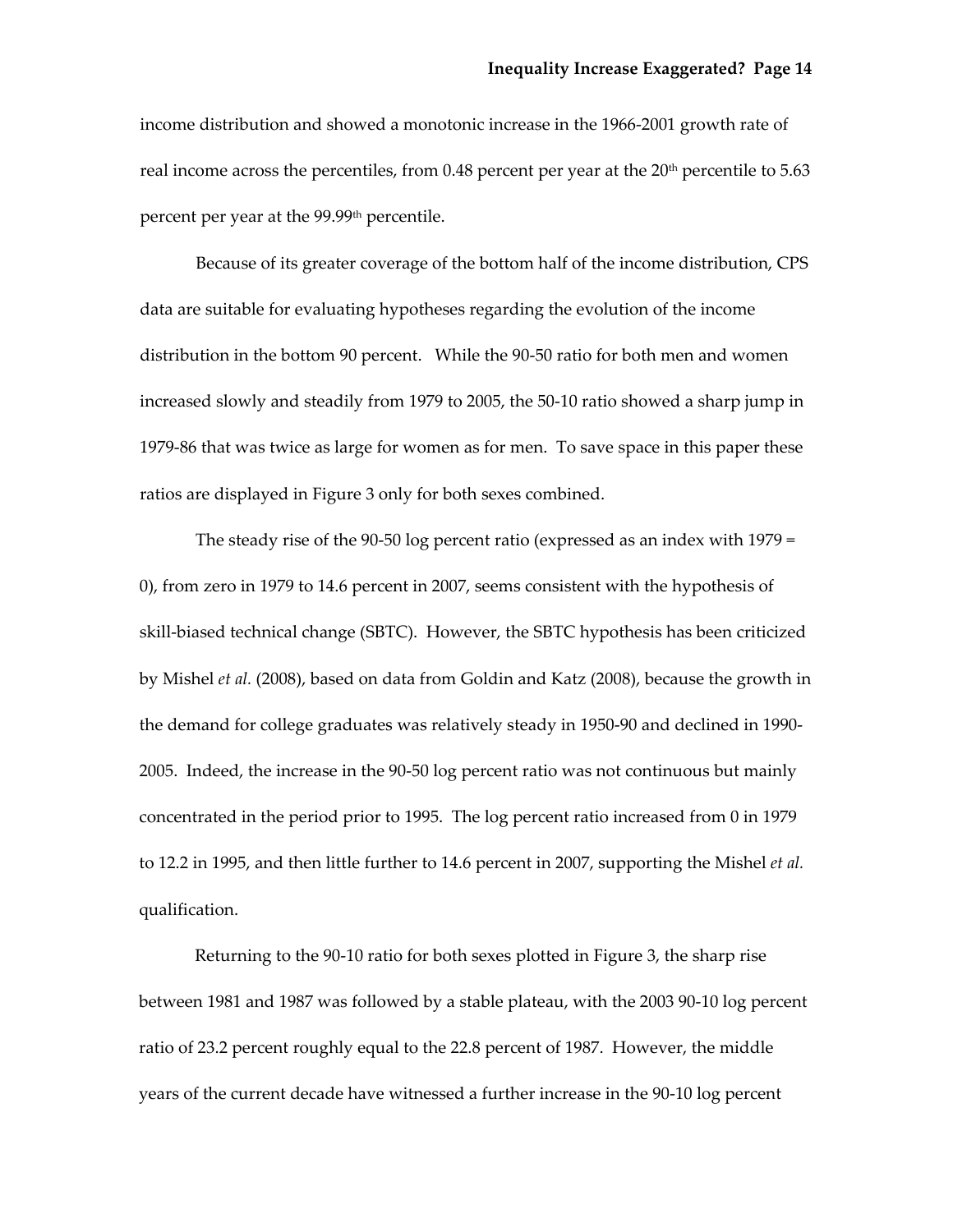income distribution and showed a monotonic increase in the 1966-2001 growth rate of real income across the percentiles, from 0.48 percent per year at the 20th percentile to 5.63 percent per year at the 99.99th percentile.

Because of its greater coverage of the bottom half of the income distribution, CPS data are suitable for evaluating hypotheses regarding the evolution of the income distribution in the bottom 90 percent. While the 90-50 ratio for both men and women increased slowly and steadily from 1979 to 2005, the 50-10 ratio showed a sharp jump in 1979-86 that was twice as large for women as for men. To save space in this paper these ratios are displayed in Figure 3 only for both sexes combined.

The steady rise of the 90-50 log percent ratio (expressed as an index with 1979 = 0), from zero in 1979 to 14.6 percent in 2007, seems consistent with the hypothesis of skill-biased technical change (SBTC). However, the SBTC hypothesis has been criticized by Mishel *et al.* (2008), based on data from Goldin and Katz (2008), because the growth in the demand for college graduates was relatively steady in 1950-90 and declined in 1990-2005. Indeed, the increase in the 90-50 log percent ratio was not continuous but mainly concentrated in the period prior to 1995. The log percent ratio increased from 0 in 1979 to 12.2 in 1995, and then little further to 14.6 percent in 2007, supporting the Mishel *et al.* qualification.

Returning to the 90-10 ratio for both sexes plotted in Figure 3, the sharp rise between 1981 and 1987 was followed by a stable plateau, with the 2003 90-10 log percent ratio of 23.2 percent roughly equal to the 22.8 percent of 1987. However, the middle years of the current decade have witnessed a further increase in the 90-10 log percent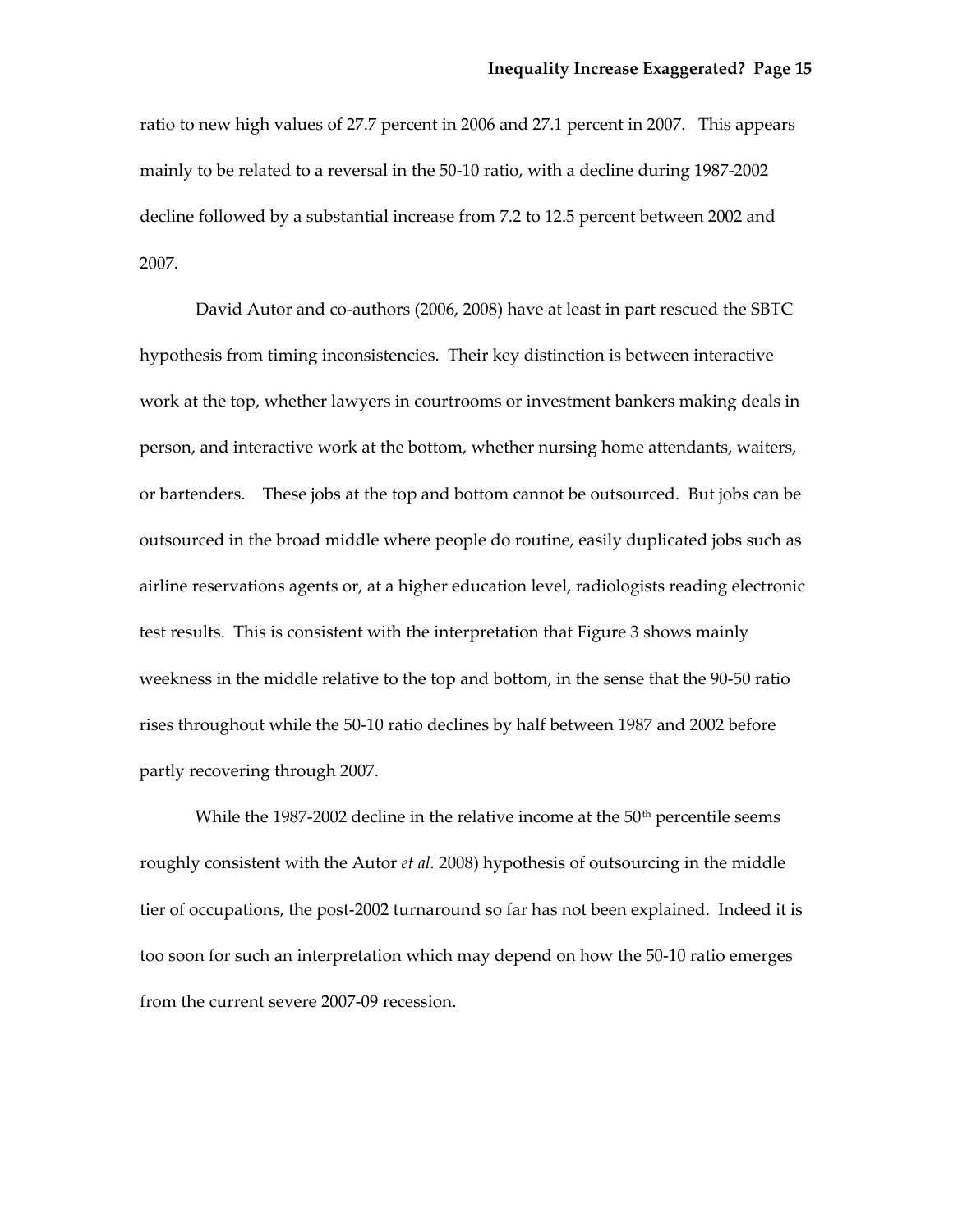ratio to new high values of 27.7 percent in 2006 and 27.1 percent in 2007. This appears mainly to be related to a reversal in the 50-10 ratio, with a decline during 1987-2002 decline followed by a substantial increase from 7.2 to 12.5 percent between 2002 and 2007.

David Autor and co-authors (2006, 2008) have at least in part rescued the SBTC hypothesis from timing inconsistencies. Their key distinction is between interactive work at the top, whether lawyers in courtrooms or investment bankers making deals in person, and interactive work at the bottom, whether nursing home attendants, waiters, or bartenders. These jobs at the top and bottom cannot be outsourced. But jobs can be outsourced in the broad middle where people do routine, easily duplicated jobs such as airline reservations agents or, at a higher education level, radiologists reading electronic test results. This is consistent with the interpretation that Figure 3 shows mainly weekness in the middle relative to the top and bottom, in the sense that the 90-50 ratio rises throughout while the 50-10 ratio declines by half between 1987 and 2002 before partly recovering through 2007.

While the 1987-2002 decline in the relative income at the 50th percentile seems roughly consistent with the Autor *et al.* 2008) hypothesis of outsourcing in the middle tier of occupations, the post-2002 turnaround so far has not been explained. Indeed it is too soon for such an interpretation which may depend on how the 50-10 ratio emerges from the current severe 2007-09 recession.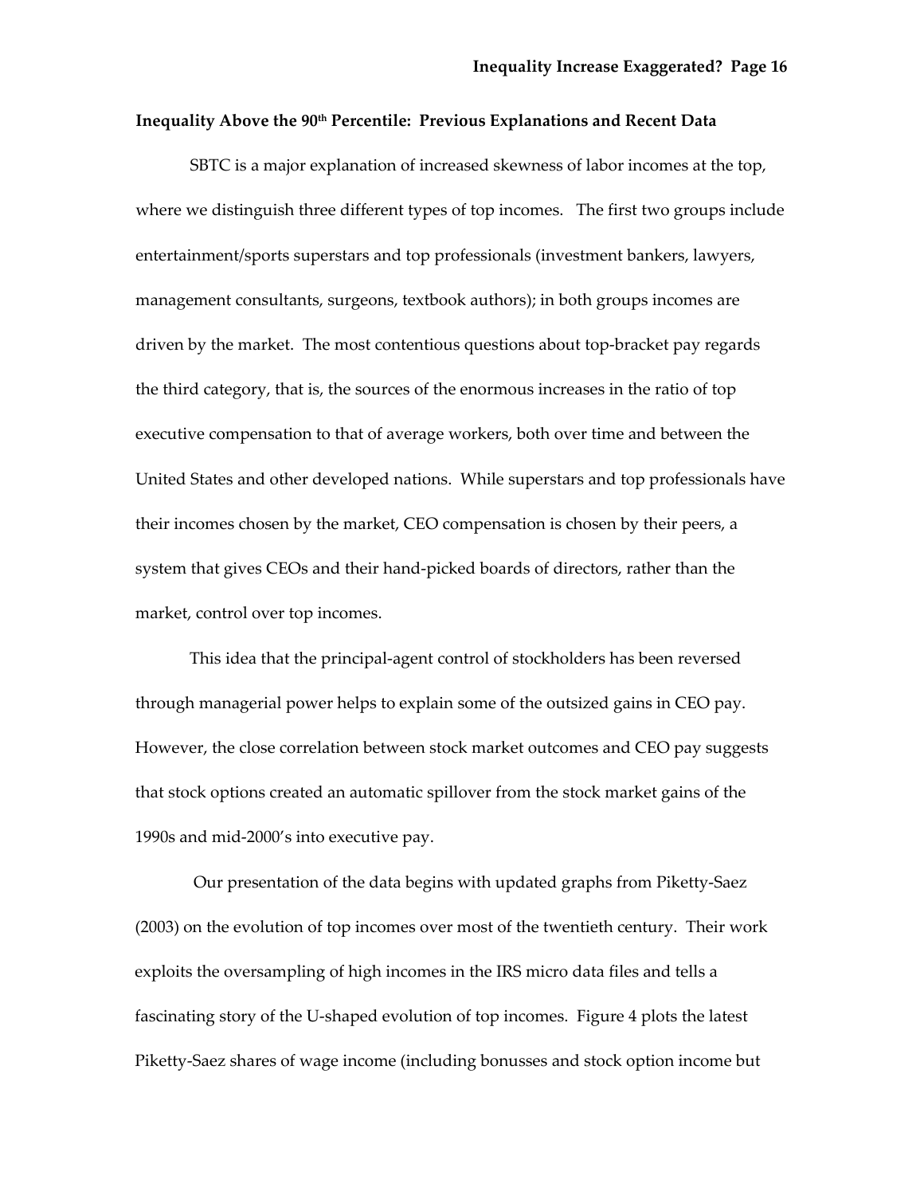### Inequality Above the 90th Percentile: Previous Explanations and Recent Data

SBTC is a major explanation of increased skewness of labor incomes at the top, where we distinguish three different types of top incomes. The first two groups include entertainment/sports superstars and top professionals (investment bankers, lawyers, management consultants, surgeons, textbook authors); in both groups incomes are driven by the market. The most contentious questions about top-bracket pay regards the third category, that is, the sources of the enormous increases in the ratio of top executive compensation to that of average workers, both over time and between the United States and other developed nations. While superstars and top professionals have their incomes chosen by the market, CEO compensation is chosen by their peers, a system that gives CEOs and their hand-picked boards of directors, rather than the market, control over top incomes.

This idea that the principal-agent control of stockholders has been reversed through managerial power helps to explain some of the outsized gains in CEO pay. However, the close correlation between stock market outcomes and CEO pay suggests that stock options created an automatic spillover from the stock market gains of the 1990s and mid-2000's into executive pay.

Our presentation of the data begins with updated graphs from Piketty-Saez (2003) on the evolution of top incomes over most of the twentieth century. Their work exploits the oversampling of high incomes in the IRS micro data files and tells a fascinating story of the U-shaped evolution of top incomes. Figure 4 plots the latest Piketty-Saez shares of wage income (including bonusses and stock option income but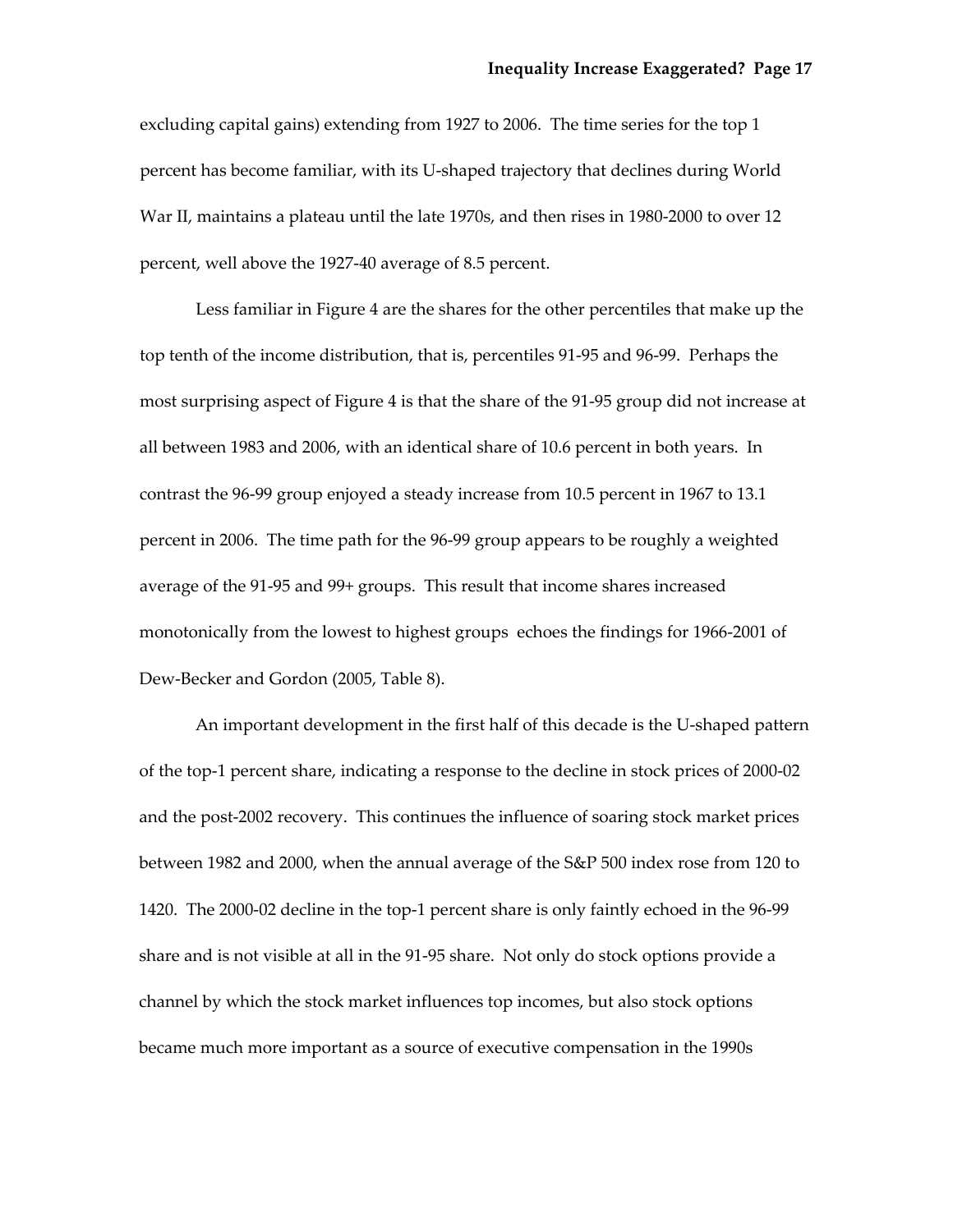excluding capital gains) extending from 1927 to 2006. The time series for the top 1 percent has become familiar, with its U-shaped trajectory that declines during World War II, maintains a plateau until the late 1970s, and then rises in 1980-2000 to over 12 percent, well above the 1927-40 average of 8.5 percent.

Less familiar in Figure 4 are the shares for the other percentiles that make up the top tenth of the income distribution, that is, percentiles 91-95 and 96-99. Perhaps the most surprising aspect of Figure 4 is that the share of the 91-95 group did not increase at all between 1983 and 2006, with an identical share of 10.6 percent in both years. In contrast the 96-99 group enjoyed a steady increase from 10.5 percent in 1967 to 13.1 percent in 2006. The time path for the 96-99 group appears to be roughly a weighted average of the 91-95 and 99+ groups. This result that income shares increased monotonically from the lowest to highest groups echoes the findings for 1966-2001 of Dew-Becker and Gordon (2005, Table 8).

An important development in the first half of this decade is the U-shaped pattern of the top-1 percent share, indicating a response to the decline in stock prices of 2000-02 and the post-2002 recovery. This continues the influence of soaring stock market prices between 1982 and 2000, when the annual average of the S&P 500 index rose from 120 to 1420. The 2000-02 decline in the top-1 percent share is only faintly echoed in the 96-99 share and is not visible at all in the 91-95 share. Not only do stock options provide a channel by which the stock market influences top incomes, but also stock options became much more important as a source of executive compensation in the 1990s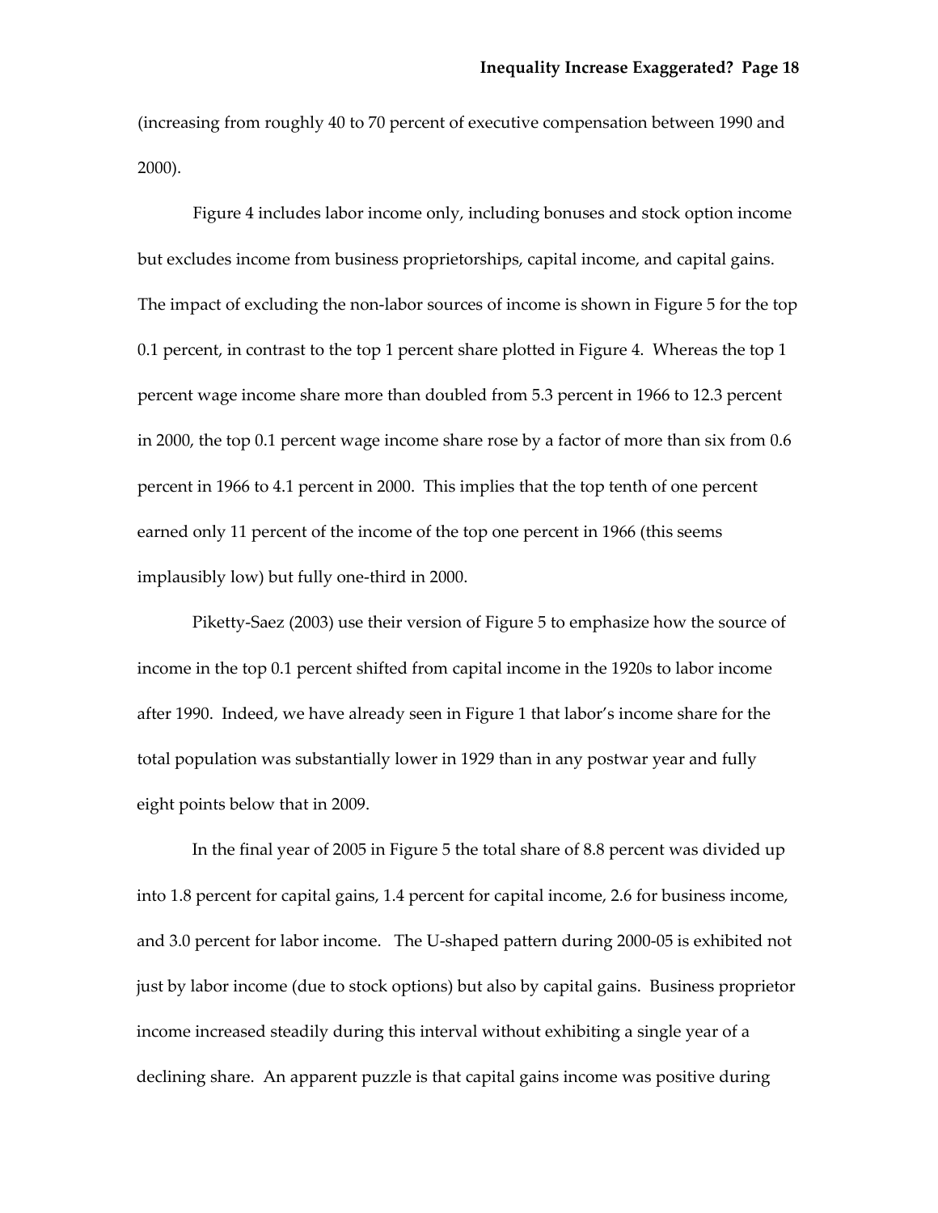(increasing from roughly 40 to 70 percent of executive compensation between 1990 and 2000).

Figure 4 includes labor income only, including bonuses and stock option income but excludes income from business proprietorships, capital income, and capital gains. The impact of excluding the non-labor sources of income is shown in Figure 5 for the top 0.1 percent, in contrast to the top 1 percent share plotted in Figure 4. Whereas the top 1 percent wage income share more than doubled from 5.3 percent in 1966 to 12.3 percent in 2000, the top 0.1 percent wage income share rose by a factor of more than six from 0.6 percent in 1966 to 4.1 percent in 2000. This implies that the top tenth of one percent earned only 11 percent of the income of the top one percent in 1966 (this seems implausibly low) but fully one-third in 2000.

Piketty-Saez (2003) use their version of Figure 5 to emphasize how the source of income in the top 0.1 percent shifted from capital income in the 1920s to labor income after 1990. Indeed, we have already seen in Figure 1 that labor's income share for the total population was substantially lower in 1929 than in any postwar year and fully eight points below that in 2009.

In the final year of 2005 in Figure 5 the total share of 8.8 percent was divided up into 1.8 percent for capital gains, 1.4 percent for capital income, 2.6 for business income, and 3.0 percent for labor income. The U-shaped pattern during 2000-05 is exhibited not just by labor income (due to stock options) but also by capital gains. Business proprietor income increased steadily during this interval without exhibiting a single year of a declining share. An apparent puzzle is that capital gains income was positive during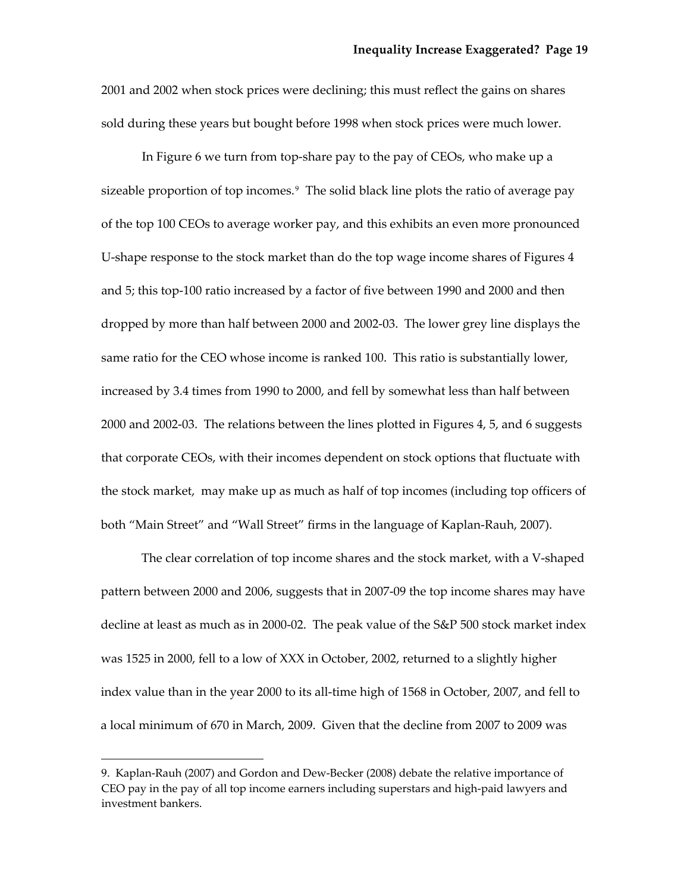2001 and 2002 when stock prices were declining; this must reflect the gains on shares sold during these years but bought before 1998 when stock prices were much lower.

In Figure 6 we turn from top-share pay to the pay of CEOs, who make up a sizeable proportion of top incomes.[9] The solid black line plots the ratio of average pay of the top 100 CEOs to average worker pay, and this exhibits an even more pronounced U-shape response to the stock market than do the top wage income shares of Figures 4 and 5; this top-100 ratio increased by a factor of five between 1990 and 2000 and then dropped by more than half between 2000 and 2002-03. The lower grey line displays the same ratio for the CEO whose income is ranked 100. This ratio is substantially lower, increased by 3.4 times from 1990 to 2000, and fell by somewhat less than half between 2000 and 2002-03. The relations between the lines plotted in Figures 4, 5, and 6 suggests that corporate CEOs, with their incomes dependent on stock options that fluctuate with the stock market, may make up as much as half of top incomes (including top officers of both "Main Street" and "Wall Street" firms in the language of Kaplan-Rauh, 2007).

The clear correlation of top income shares and the stock market, with a V-shaped pattern between 2000 and 2006, suggests that in 2007-09 the top income shares may have decline at least as much as in 2000-02. The peak value of the S&P 500 stock market index was 1525 in 2000, fell to a low of XXX in October, 2002, returned to a slightly higher index value than in the year 2000 to its all-time high of 1568 in October, 2007, and fell to a local minimum of 670 in March, 2009. Given that the decline from 2007 to 2009 was

9. Kaplan-Rauh (2007) and Gordon and Dew-Becker (2008) debate the relative importance of CEO pay in the pay of all top income earners including superstars and high-paid lawyers and investment bankers.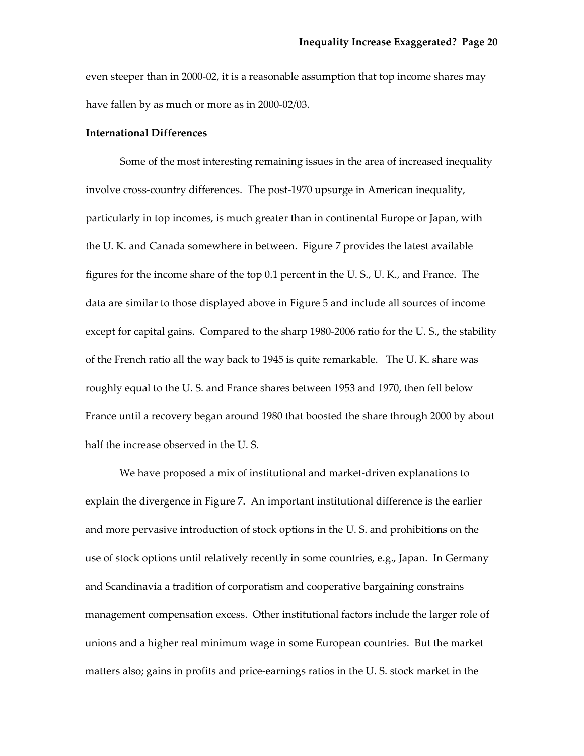even steeper than in 2000-02, it is a reasonable assumption that top income shares may have fallen by as much or more as in 2000-02/03.

**International Differences**

Some of the most interesting remaining issues in the area of increased inequality involve cross-country differences. The post-1970 upsurge in American inequality, particularly in top incomes, is much greater than in continental Europe or Japan, with the U. K. and Canada somewhere in between. Figure 7 provides the latest available figures for the income share of the top 0.1 percent in the U. S., U. K., and France. The data are similar to those displayed above in Figure 5 and include all sources of income except for capital gains. Compared to the sharp 1980-2006 ratio for the U. S., the stability of the French ratio all the way back to 1945 is quite remarkable. The U. K. share was roughly equal to the U. S. and France shares between 1953 and 1970, then fell below France until a recovery began around 1980 that boosted the share through 2000 by about half the increase observed in the U. S.

We have proposed a mix of institutional and market-driven explanations to explain the divergence in Figure 7. An important institutional difference is the earlier and more pervasive introduction of stock options in the U. S. and prohibitions on the use of stock options until relatively recently in some countries, e.g., Japan. In Germany and Scandinavia a tradition of corporatism and cooperative bargaining constrains management compensation excess. Other institutional factors include the larger role of unions and a higher real minimum wage in some European countries. But the market matters also; gains in profits and price-earnings ratios in the U. S. stock market in the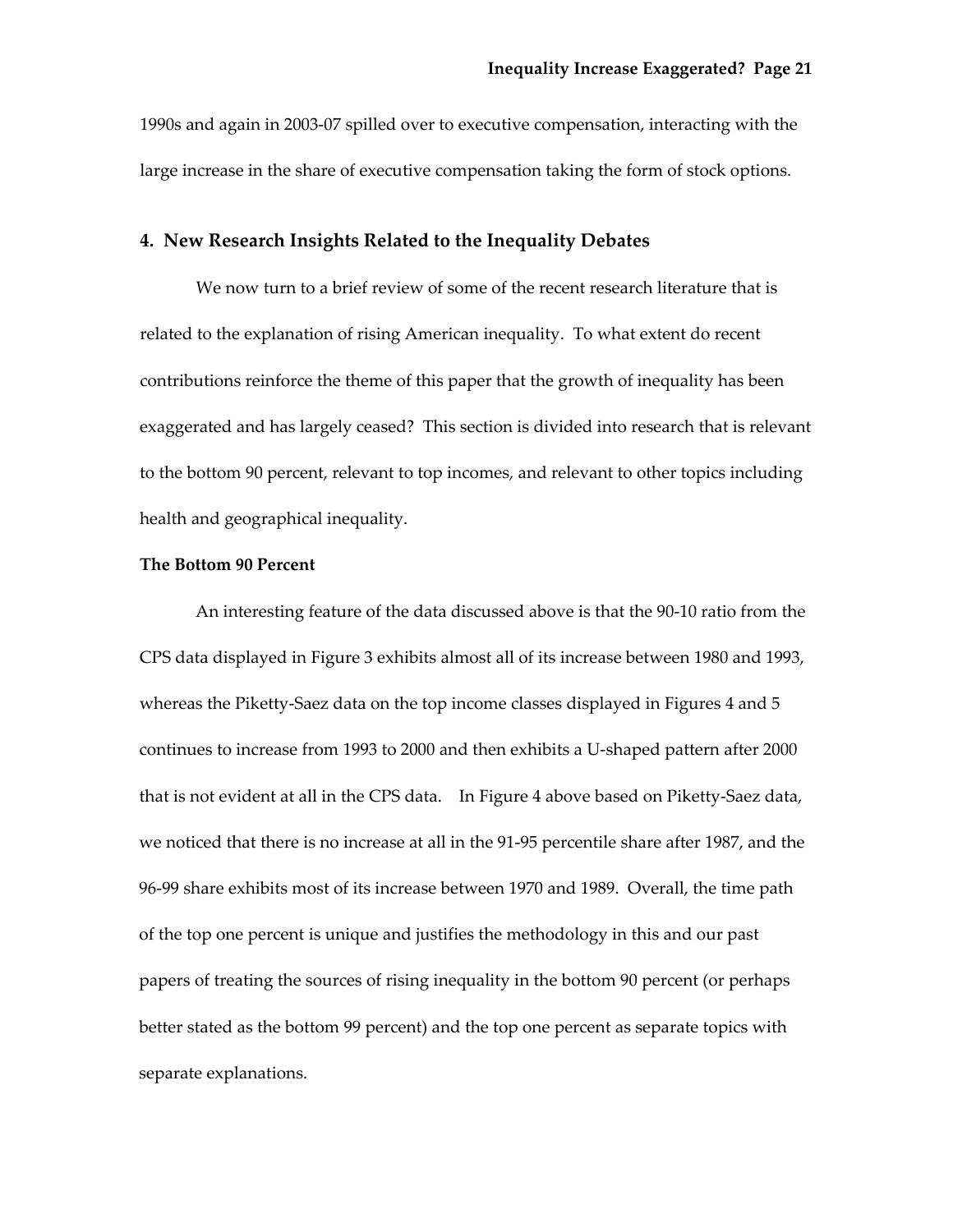1990s and again in 2003-07 spilled over to executive compensation, interacting with the large increase in the share of executive compensation taking the form of stock options.

## 4. New Research Insights Related to the Inequality Debates

We now turn to a brief review of some of the recent research literature that is related to the explanation of rising American inequality. To what extent do recent contributions reinforce the theme of this paper that the growth of inequality has been exaggerated and has largely ceased? This section is divided into research that is relevant to the bottom 90 percent, relevant to top incomes, and relevant to other topics including health and geographical inequality.

**The Bottom 90 Percent**

An interesting feature of the data discussed above is that the 90-10 ratio from the CPS data displayed in Figure 3 exhibits almost all of its increase between 1980 and 1993, whereas the Piketty-Saez data on the top income classes displayed in Figures 4 and 5 continues to increase from 1993 to 2000 and then exhibits a U-shaped pattern after 2000 that is not evident at all in the CPS data. In Figure 4 above based on Piketty-Saez data, we noticed that there is no increase at all in the 91-95 percentile share after 1987, and the 96-99 share exhibits most of its increase between 1970 and 1989. Overall, the time path of the top one percent is unique and justifies the methodology in this and our past papers of treating the sources of rising inequality in the bottom 90 percent (or perhaps better stated as the bottom 99 percent) and the top one percent as separate topics with separate explanations.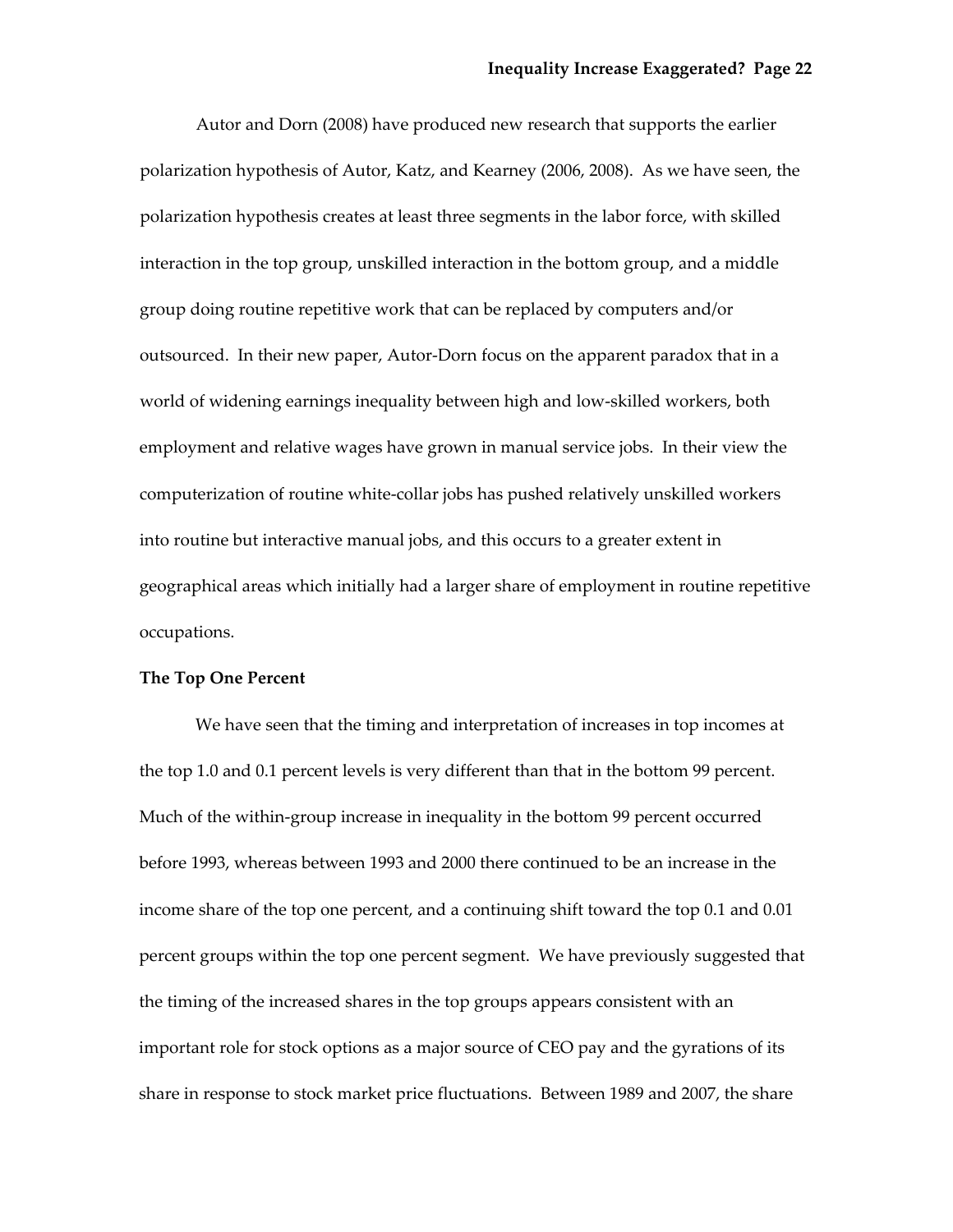Autor and Dorn (2008) have produced new research that supports the earlier polarization hypothesis of Autor, Katz, and Kearney (2006, 2008). As we have seen, the polarization hypothesis creates at least three segments in the labor force, with skilled interaction in the top group, unskilled interaction in the bottom group, and a middle group doing routine repetitive work that can be replaced by computers and/or outsourced. In their new paper, Autor-Dorn focus on the apparent paradox that in a world of widening earnings inequality between high and low-skilled workers, both employment and relative wages have grown in manual service jobs. In their view the computerization of routine white-collar jobs has pushed relatively unskilled workers into routine but interactive manual jobs, and this occurs to a greater extent in geographical areas which initially had a larger share of employment in routine repetitive occupations.

**The Top One Percent**

We have seen that the timing and interpretation of increases in top incomes at the top 1.0 and 0.1 percent levels is very different than that in the bottom 99 percent. Much of the within-group increase in inequality in the bottom 99 percent occurred before 1993, whereas between 1993 and 2000 there continued to be an increase in the income share of the top one percent, and a continuing shift toward the top 0.1 and 0.01 percent groups within the top one percent segment. We have previously suggested that the timing of the increased shares in the top groups appears consistent with an important role for stock options as a major source of CEO pay and the gyrations of its share in response to stock market price fluctuations. Between 1989 and 2007, the share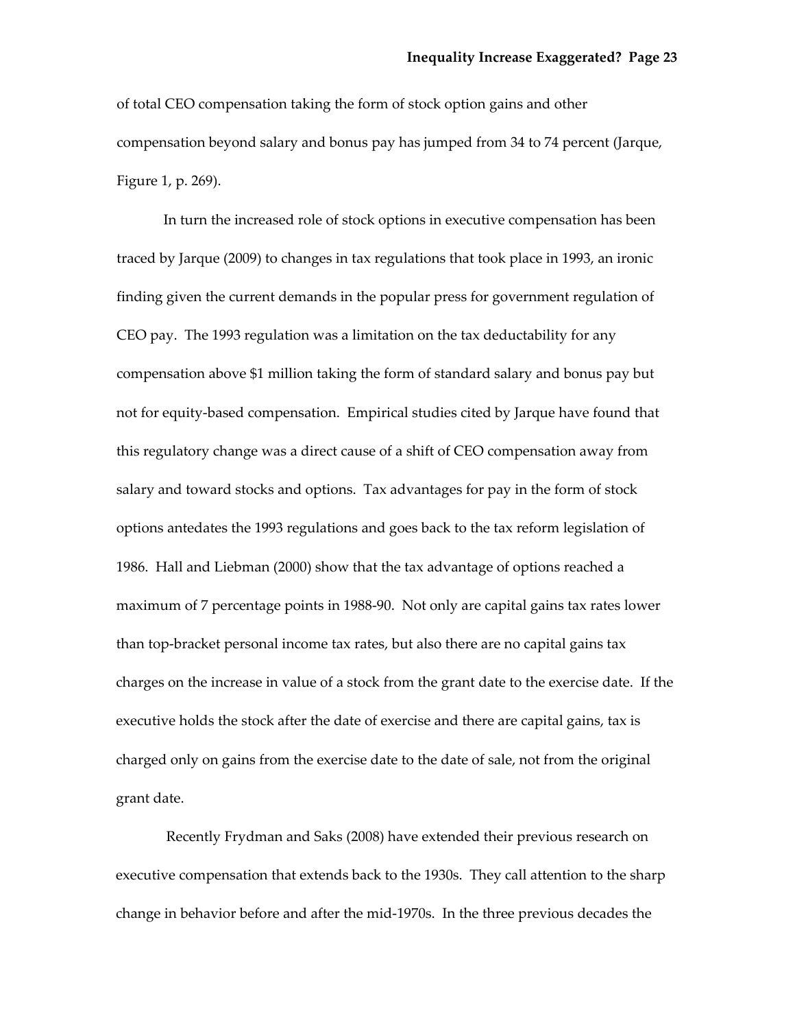of total CEO compensation taking the form of stock option gains and other compensation beyond salary and bonus pay has jumped from 34 to 74 percent (Jarque, Figure 1, p. 269).

In turn the increased role of stock options in executive compensation has been traced by Jarque (2009) to changes in tax regulations that took place in 1993, an ironic finding given the current demands in the popular press for government regulation of CEO pay. The 1993 regulation was a limitation on the tax deductability for any compensation above $1 million taking the form of standard salary and bonus pay but not for equity-based compensation. Empirical studies cited by Jarque have found that this regulatory change was a direct cause of a shift of CEO compensation away from salary and toward stocks and options. Tax advantages for pay in the form of stock options antedates the 1993 regulations and goes back to the tax reform legislation of 1986. Hall and Liebman (2000) show that the tax advantage of options reached a maximum of 7 percentage points in 1988-90. Not only are capital gains tax rates lower than top-bracket personal income tax rates, but also there are no capital gains tax charges on the increase in value of a stock from the grant date to the exercise date. If the executive holds the stock after the date of exercise and there are capital gains, tax is charged only on gains from the exercise date to the date of sale, not from the original grant date.

Recently Frydman and Saks (2008) have extended their previous research on executive compensation that extends back to the 1930s. They call attention to the sharp change in behavior before and after the mid-1970s. In the three previous decades the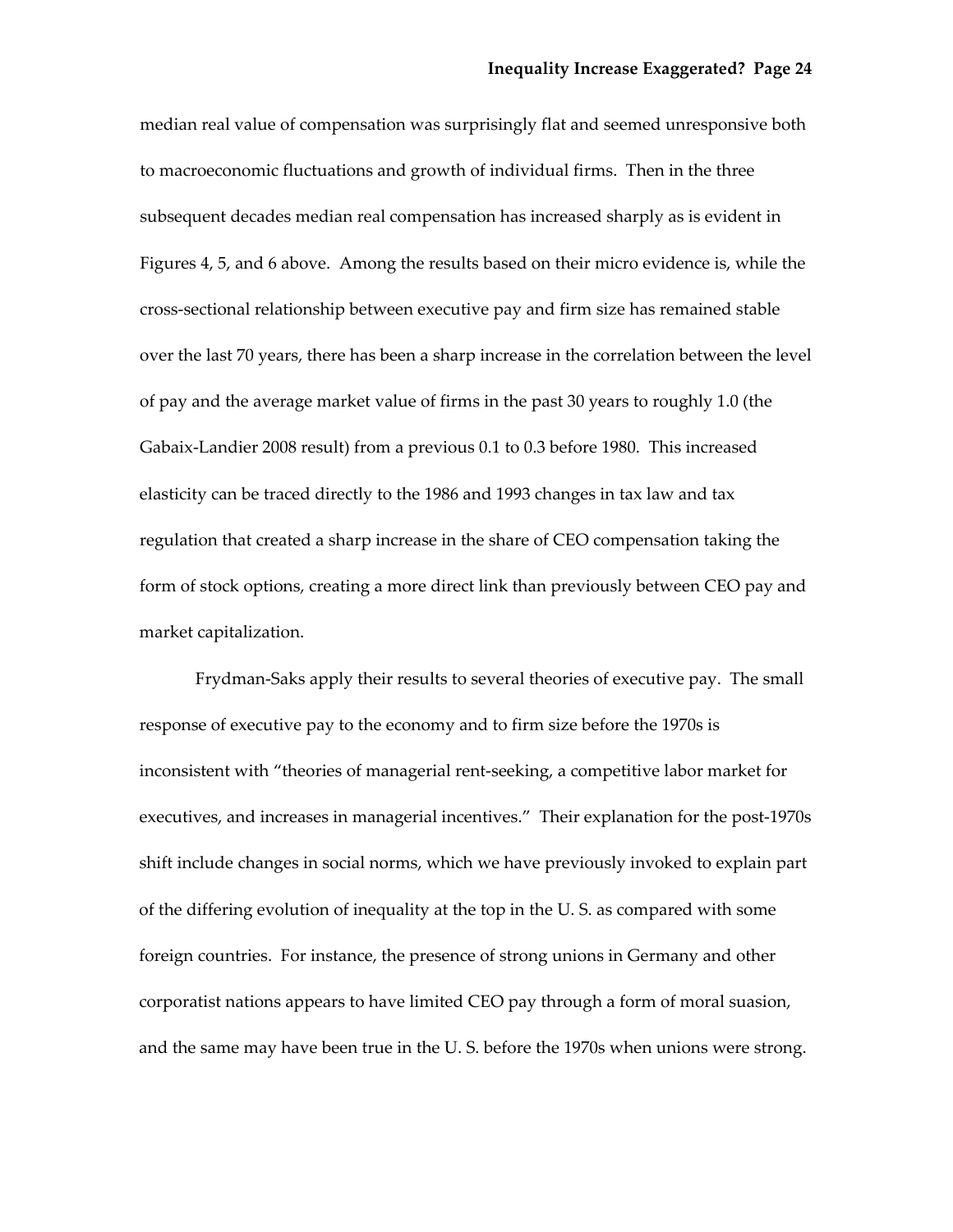median real value of compensation was surprisingly flat and seemed unresponsive both to macroeconomic fluctuations and growth of individual firms. Then in the three subsequent decades median real compensation has increased sharply as is evident in Figures 4, 5, and 6 above. Among the results based on their micro evidence is, while the cross-sectional relationship between executive pay and firm size has remained stable over the last 70 years, there has been a sharp increase in the correlation between the level of pay and the average market value of firms in the past 30 years to roughly 1.0 (the Gabaix-Landier 2008 result) from a previous 0.1 to 0.3 before 1980. This increased elasticity can be traced directly to the 1986 and 1993 changes in tax law and tax regulation that created a sharp increase in the share of CEO compensation taking the form of stock options, creating a more direct link than previously between CEO pay and market capitalization.

Frydman-Saks apply their results to several theories of executive pay. The small response of executive pay to the economy and to firm size before the 1970s is inconsistent with "theories of managerial rent-seeking, a competitive labor market for executives, and increases in managerial incentives." Their explanation for the post-1970s shift include changes in social norms, which we have previously invoked to explain part of the differing evolution of inequality at the top in the U. S. as compared with some foreign countries. For instance, the presence of strong unions in Germany and other corporatist nations appears to have limited CEO pay through a form of moral suasion, and the same may have been true in the U. S. before the 1970s when unions were strong.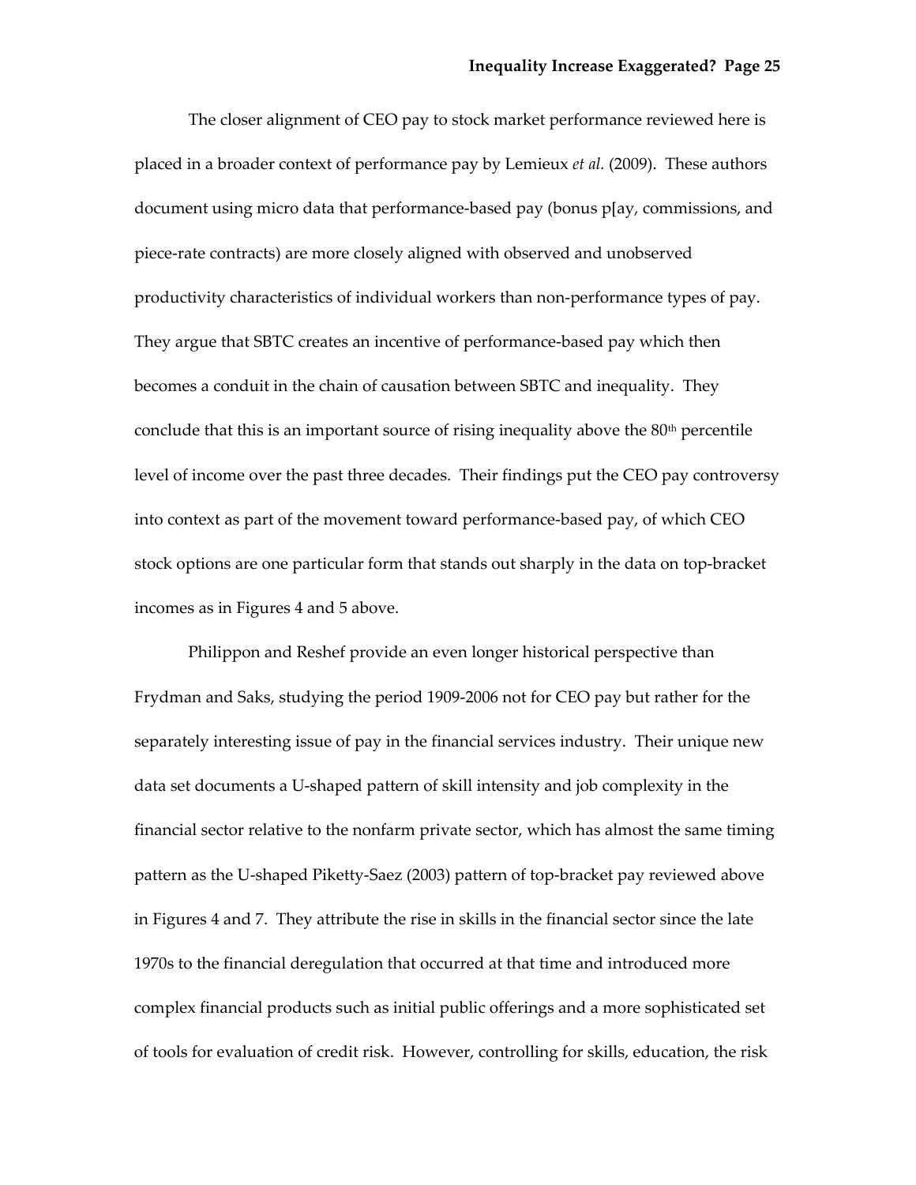The closer alignment of CEO pay to stock market performance reviewed here is placed in a broader context of performance pay by Lemieux *et al.* (2009). These authors document using micro data that performance-based pay (bonus p[ay, commissions, and piece-rate contracts) are more closely aligned with observed and unobserved productivity characteristics of individual workers than non-performance types of pay. They argue that SBTC creates an incentive of performance-based pay which then becomes a conduit in the chain of causation between SBTC and inequality. They conclude that this is an important source of rising inequality above the 80th percentile level of income over the past three decades. Their findings put the CEO pay controversy into context as part of the movement toward performance-based pay, of which CEO stock options are one particular form that stands out sharply in the data on top-bracket incomes as in Figures 4 and 5 above.

Philippon and Reshef provide an even longer historical perspective than Frydman and Saks, studying the period 1909-2006 not for CEO pay but rather for the separately interesting issue of pay in the financial services industry. Their unique new data set documents a U-shaped pattern of skill intensity and job complexity in the financial sector relative to the nonfarm private sector, which has almost the same timing pattern as the U-shaped Piketty-Saez (2003) pattern of top-bracket pay reviewed above in Figures 4 and 7. They attribute the rise in skills in the financial sector since the late 1970s to the financial deregulation that occurred at that time and introduced more complex financial products such as initial public offerings and a more sophisticated set of tools for evaluation of credit risk. However, controlling for skills, education, the risk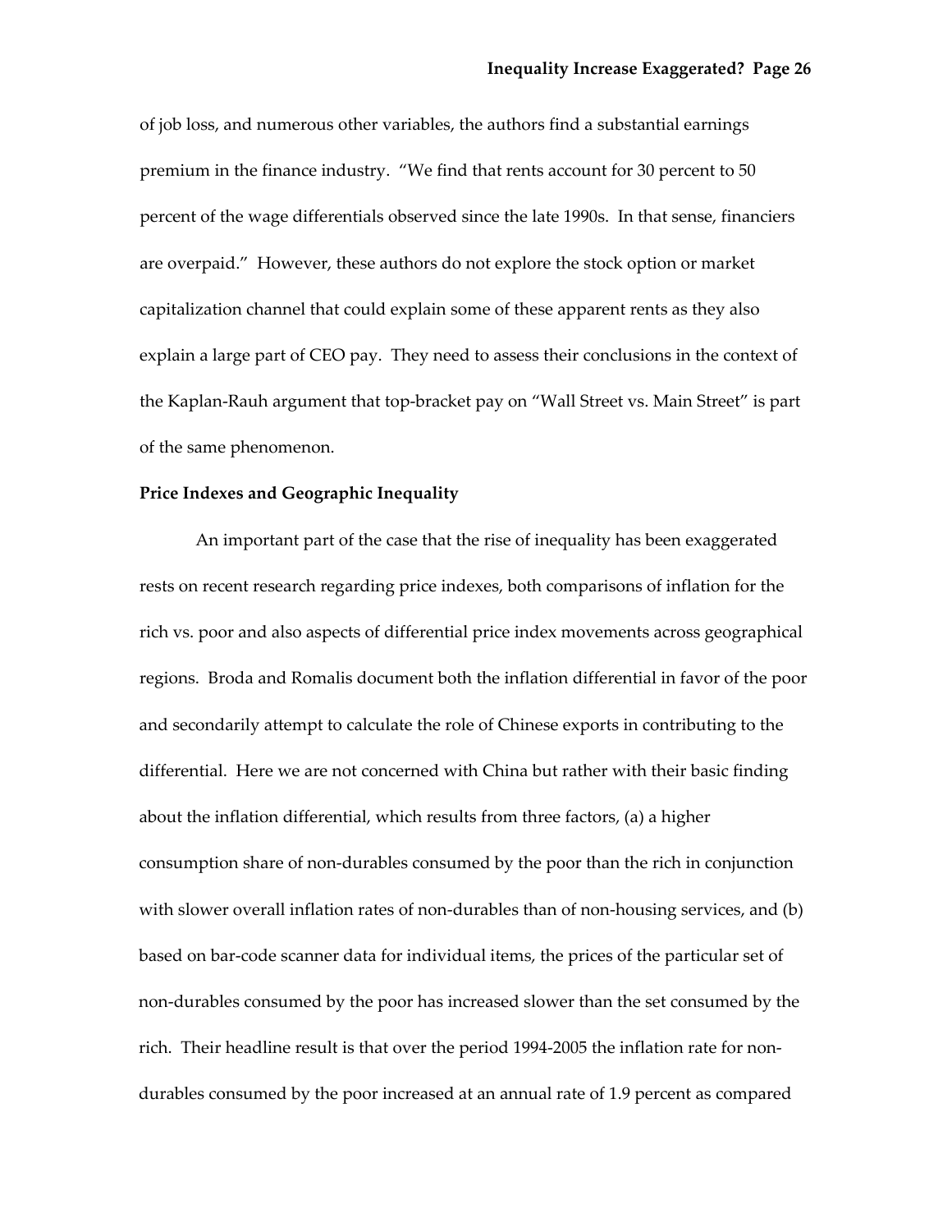of job loss, and numerous other variables, the authors find a substantial earnings premium in the finance industry. "We find that rents account for 30 percent to 50 percent of the wage differentials observed since the late 1990s. In that sense, financiers are overpaid." However, these authors do not explore the stock option or market capitalization channel that could explain some of these apparent rents as they also explain a large part of CEO pay. They need to assess their conclusions in the context of the Kaplan-Rauh argument that top-bracket pay on "Wall Street vs. Main Street" is part of the same phenomenon.

**Price Indexes and Geographic Inequality**

An important part of the case that the rise of inequality has been exaggerated rests on recent research regarding price indexes, both comparisons of inflation for the rich vs. poor and also aspects of differential price index movements across geographical regions. Broda and Romalis document both the inflation differential in favor of the poor and secondarily attempt to calculate the role of Chinese exports in contributing to the differential. Here we are not concerned with China but rather with their basic finding about the inflation differential, which results from three factors, (a) a higher consumption share of non-durables consumed by the poor than the rich in conjunction with slower overall inflation rates of non-durables than of non-housing services, and (b) based on bar-code scanner data for individual items, the prices of the particular set of non-durables consumed by the poor has increased slower than the set consumed by the rich. Their headline result is that over the period 1994-2005 the inflation rate for non-durables consumed by the poor increased at an annual rate of 1.9 percent as compared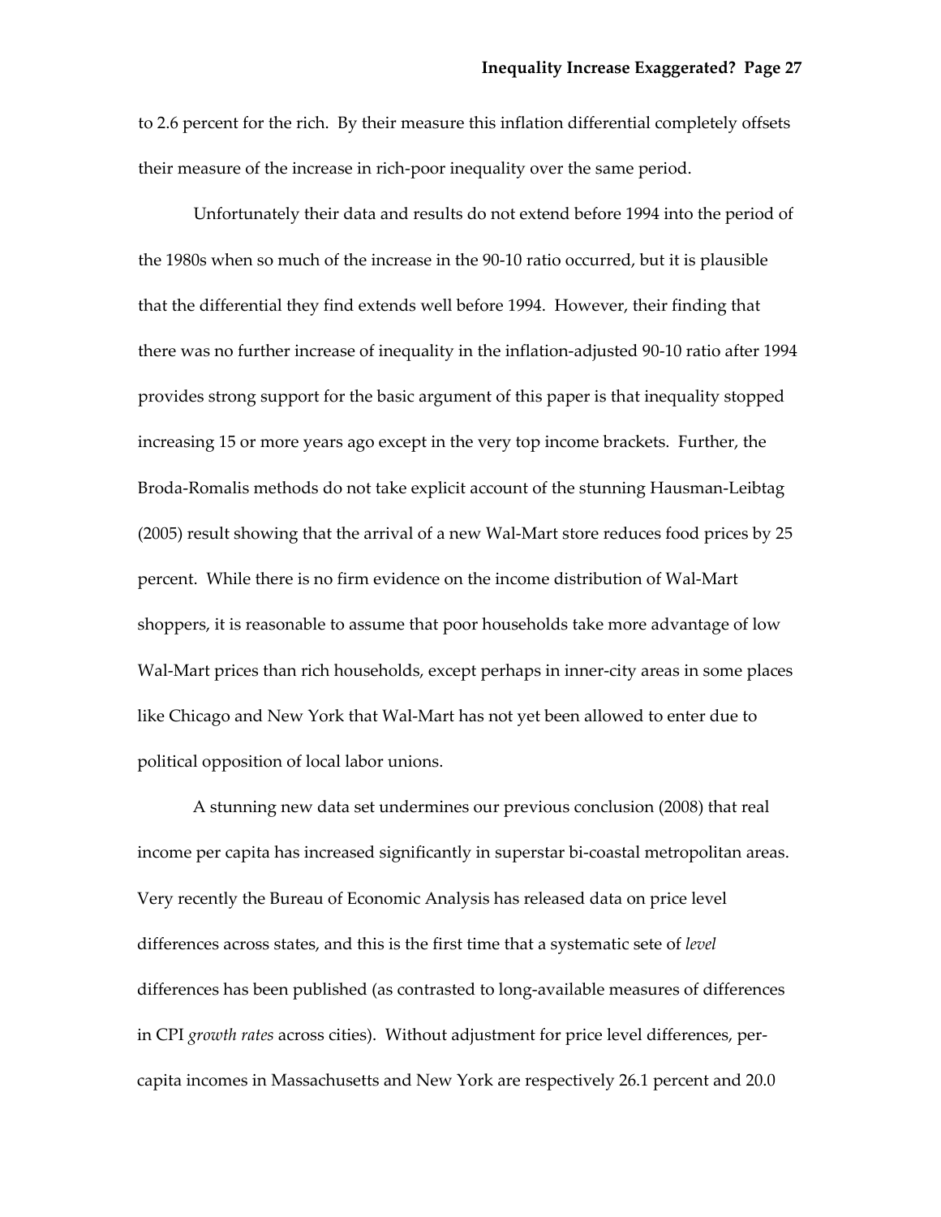to 2.6 percent for the rich. By their measure this inflation differential completely offsets their measure of the increase in rich-poor inequality over the same period.

Unfortunately their data and results do not extend before 1994 into the period of the 1980s when so much of the increase in the 90-10 ratio occurred, but it is plausible that the differential they find extends well before 1994. However, their finding that there was no further increase of inequality in the inflation-adjusted 90-10 ratio after 1994 provides strong support for the basic argument of this paper is that inequality stopped increasing 15 or more years ago except in the very top income brackets. Further, the Broda-Romalis methods do not take explicit account of the stunning Hausman-Leibtag (2005) result showing that the arrival of a new Wal-Mart store reduces food prices by 25 percent. While there is no firm evidence on the income distribution of Wal-Mart shoppers, it is reasonable to assume that poor households take more advantage of low Wal-Mart prices than rich households, except perhaps in inner-city areas in some places like Chicago and New York that Wal-Mart has not yet been allowed to enter due to political opposition of local labor unions.

A stunning new data set undermines our previous conclusion (2008) that real income per capita has increased significantly in superstar bi-coastal metropolitan areas. Very recently the Bureau of Economic Analysis has released data on price level differences across states, and this is the first time that a systematic sete of *level* differences has been published (as contrasted to long-available measures of differences in CPI *growth rates* across cities). Without adjustment for price level differences, per-capita incomes in Massachusetts and New York are respectively 26.1 percent and 20.0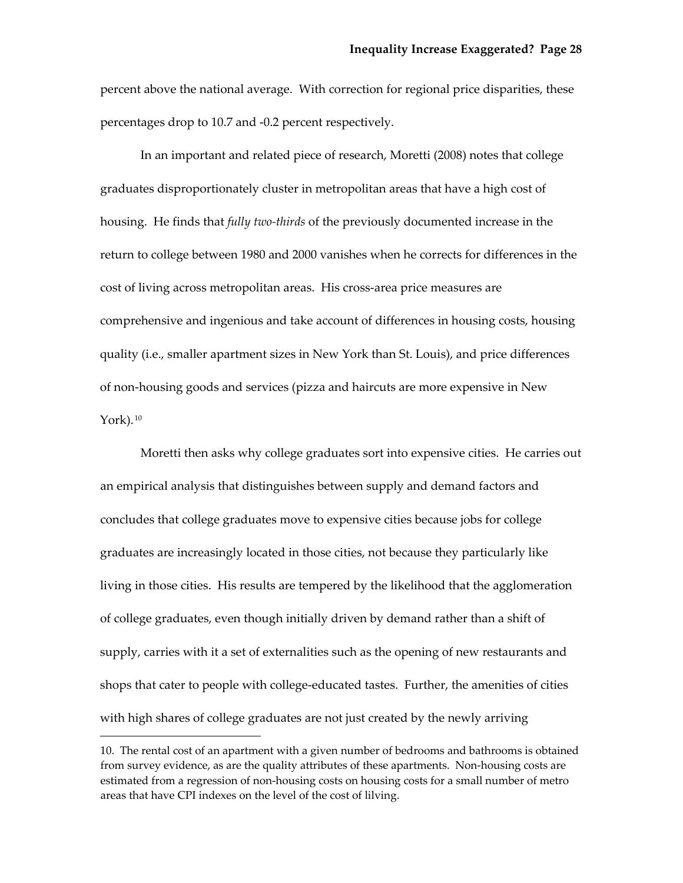percent above the national average. With correction for regional price disparities, these percentages drop to 10.7 and -0.2 percent respectively.

In an important and related piece of research, Moretti (2008) notes that college graduates disproportionately cluster in metropolitan areas that have a high cost of housing. He finds that *fully two-thirds* of the previously documented increase in the return to college between 1980 and 2000 vanishes when he corrects for differences in the cost of living across metropolitan areas. His cross-area price measures are comprehensive and ingenious and take account of differences in housing costs, housing quality (i.e., smaller apartment sizes in New York than St. Louis), and price differences of non-housing goods and services (pizza and haircuts are more expensive in New York).[10]

Moretti then asks why college graduates sort into expensive cities. He carries out an empirical analysis that distinguishes between supply and demand factors and concludes that college graduates move to expensive cities because jobs for college graduates are increasingly located in those cities, not because they particularly like living in those cities. His results are tempered by the likelihood that the agglomeration of college graduates, even though initially driven by demand rather than a shift of supply, carries with it a set of externalities such as the opening of new restaurants and shops that cater to people with college-educated tastes. Further, the amenities of cities with high shares of college graduates are not just created by the newly arriving

---

10. The rental cost of an apartment with a given number of bedrooms and bathrooms is obtained from survey evidence, as are the quality attributes of these apartments. Non-housing costs are estimated from a regression of non-housing costs on housing costs for a small number of metro areas that have CPI indexes on the level of the cost of lilving.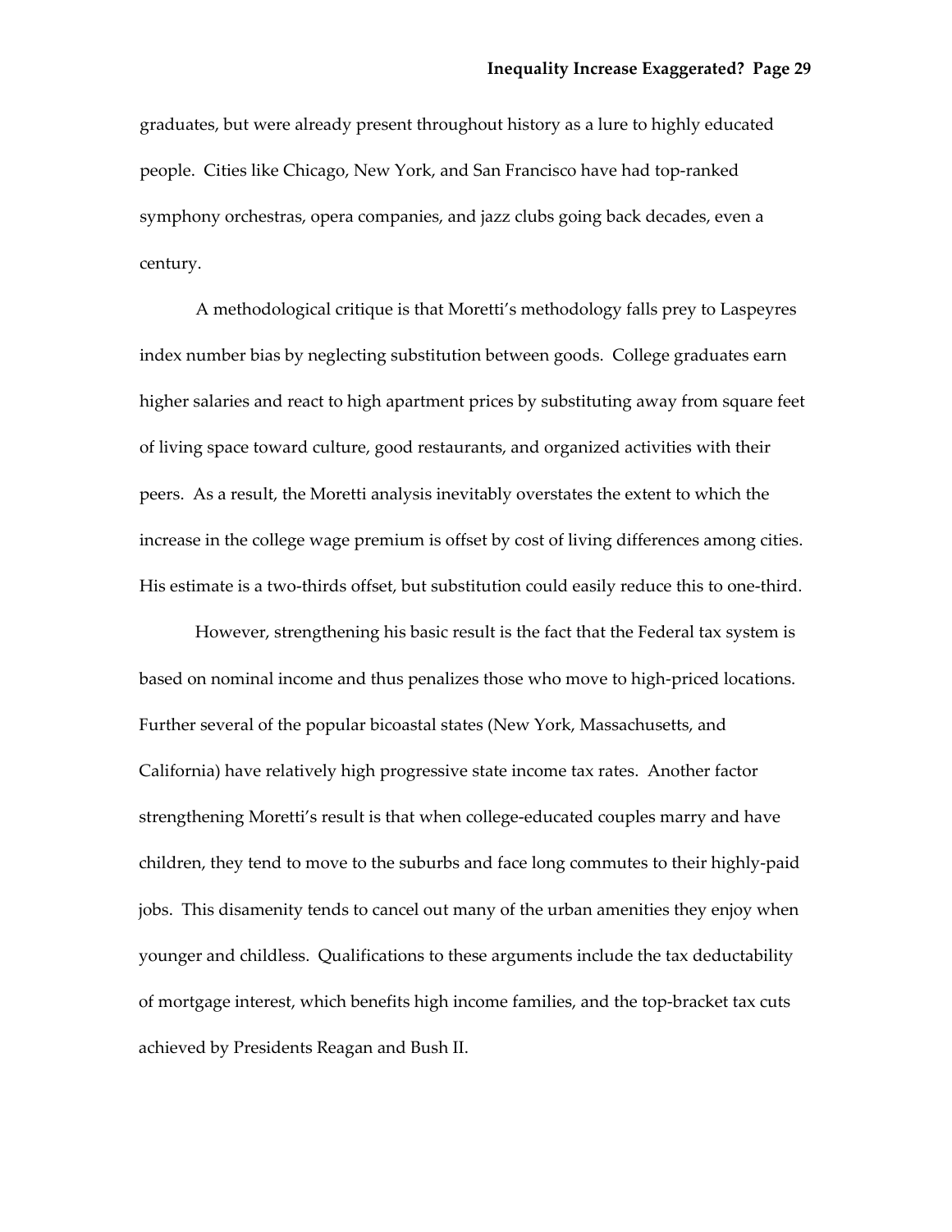graduates, but were already present throughout history as a lure to highly educated people. Cities like Chicago, New York, and San Francisco have had top-ranked symphony orchestras, opera companies, and jazz clubs going back decades, even a century.

A methodological critique is that Moretti's methodology falls prey to Laspeyres index number bias by neglecting substitution between goods. College graduates earn higher salaries and react to high apartment prices by substituting away from square feet of living space toward culture, good restaurants, and organized activities with their peers. As a result, the Moretti analysis inevitably overstates the extent to which the increase in the college wage premium is offset by cost of living differences among cities. His estimate is a two-thirds offset, but substitution could easily reduce this to one-third.

However, strengthening his basic result is the fact that the Federal tax system is based on nominal income and thus penalizes those who move to high-priced locations. Further several of the popular bicoastal states (New York, Massachusetts, and California) have relatively high progressive state income tax rates. Another factor strengthening Moretti's result is that when college-educated couples marry and have children, they tend to move to the suburbs and face long commutes to their highly-paid jobs. This disamenity tends to cancel out many of the urban amenities they enjoy when younger and childless. Qualifications to these arguments include the tax deductability of mortgage interest, which benefits high income families, and the top-bracket tax cuts achieved by Presidents Reagan and Bush II.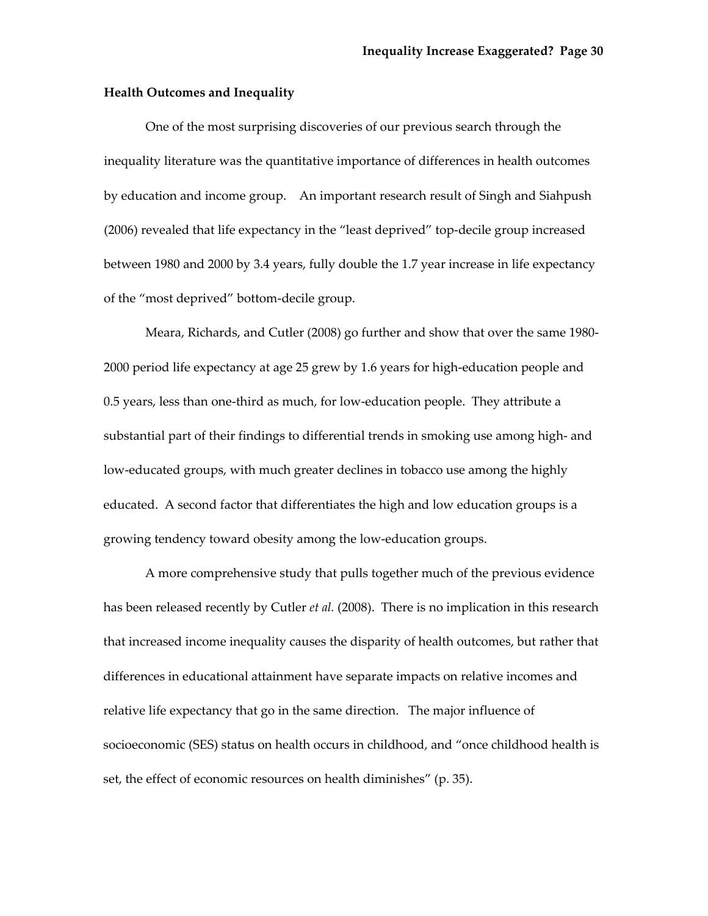**Health Outcomes and Inequality**

One of the most surprising discoveries of our previous search through the inequality literature was the quantitative importance of differences in health outcomes by education and income group. An important research result of Singh and Siahpush (2006) revealed that life expectancy in the "least deprived" top-decile group increased between 1980 and 2000 by 3.4 years, fully double the 1.7 year increase in life expectancy of the "most deprived" bottom-decile group.

Meara, Richards, and Cutler (2008) go further and show that over the same 1980-2000 period life expectancy at age 25 grew by 1.6 years for high-education people and 0.5 years, less than one-third as much, for low-education people. They attribute a substantial part of their findings to differential trends in smoking use among high- and low-educated groups, with much greater declines in tobacco use among the highly educated. A second factor that differentiates the high and low education groups is a growing tendency toward obesity among the low-education groups.

A more comprehensive study that pulls together much of the previous evidence has been released recently by Cutler *et al.* (2008). There is no implication in this research that increased income inequality causes the disparity of health outcomes, but rather that differences in educational attainment have separate impacts on relative incomes and relative life expectancy that go in the same direction. The major influence of socioeconomic (SES) status on health occurs in childhood, and "once childhood health is set, the effect of economic resources on health diminishes" (p. 35).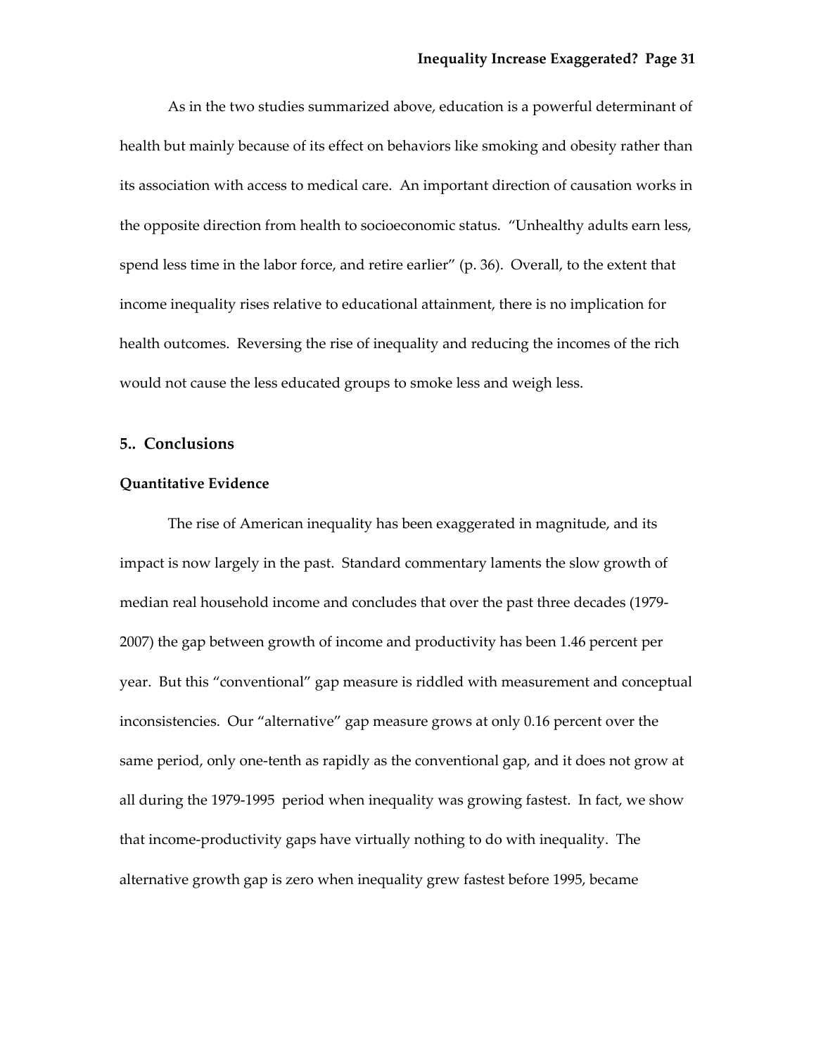As in the two studies summarized above, education is a powerful determinant of health but mainly because of its effect on behaviors like smoking and obesity rather than its association with access to medical care. An important direction of causation works in the opposite direction from health to socioeconomic status. "Unhealthy adults earn less, spend less time in the labor force, and retire earlier" (p. 36). Overall, to the extent that income inequality rises relative to educational attainment, there is no implication for health outcomes. Reversing the rise of inequality and reducing the incomes of the rich would not cause the less educated groups to smoke less and weigh less.

## 5.. Conclusions

### Quantitative Evidence

The rise of American inequality has been exaggerated in magnitude, and its impact is now largely in the past. Standard commentary laments the slow growth of median real household income and concludes that over the past three decades (1979-2007) the gap between growth of income and productivity has been 1.46 percent per year. But this "conventional" gap measure is riddled with measurement and conceptual inconsistencies. Our "alternative" gap measure grows at only 0.16 percent over the same period, only one-tenth as rapidly as the conventional gap, and it does not grow at all during the 1979-1995 period when inequality was growing fastest. In fact, we show that income-productivity gaps have virtually nothing to do with inequality. The alternative growth gap is zero when inequality grew fastest before 1995, became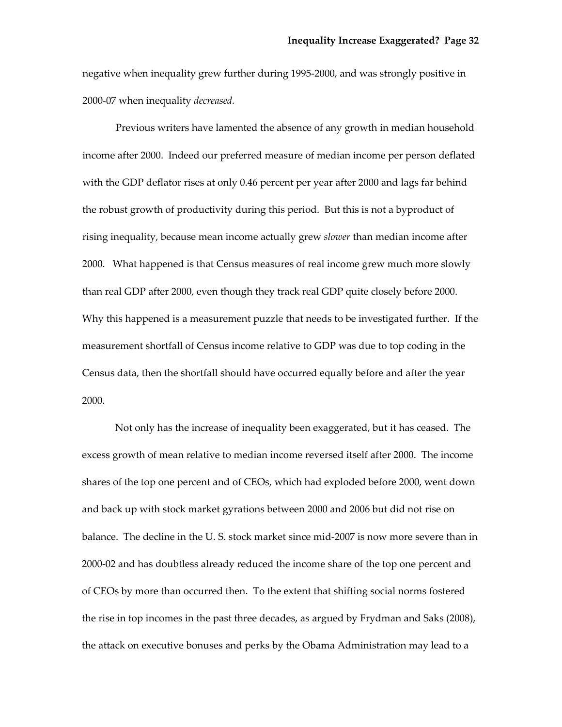negative when inequality grew further during 1995-2000, and was strongly positive in 2000-07 when inequality *decreased.*

Previous writers have lamented the absence of any growth in median household income after 2000. Indeed our preferred measure of median income per person deflated with the GDP deflator rises at only 0.46 percent per year after 2000 and lags far behind the robust growth of productivity during this period. But this is not a byproduct of rising inequality, because mean income actually grew *slower* than median income after 2000. What happened is that Census measures of real income grew much more slowly than real GDP after 2000, even though they track real GDP quite closely before 2000. Why this happened is a measurement puzzle that needs to be investigated further. If the measurement shortfall of Census income relative to GDP was due to top coding in the Census data, then the shortfall should have occurred equally before and after the year 2000.

Not only has the increase of inequality been exaggerated, but it has ceased. The excess growth of mean relative to median income reversed itself after 2000. The income shares of the top one percent and of CEOs, which had exploded before 2000, went down and back up with stock market gyrations between 2000 and 2006 but did not rise on balance. The decline in the U. S. stock market since mid-2007 is now more severe than in 2000-02 and has doubtless already reduced the income share of the top one percent and of CEOs by more than occurred then. To the extent that shifting social norms fostered the rise in top incomes in the past three decades, as argued by Frydman and Saks (2008), the attack on executive bonuses and perks by the Obama Administration may lead to a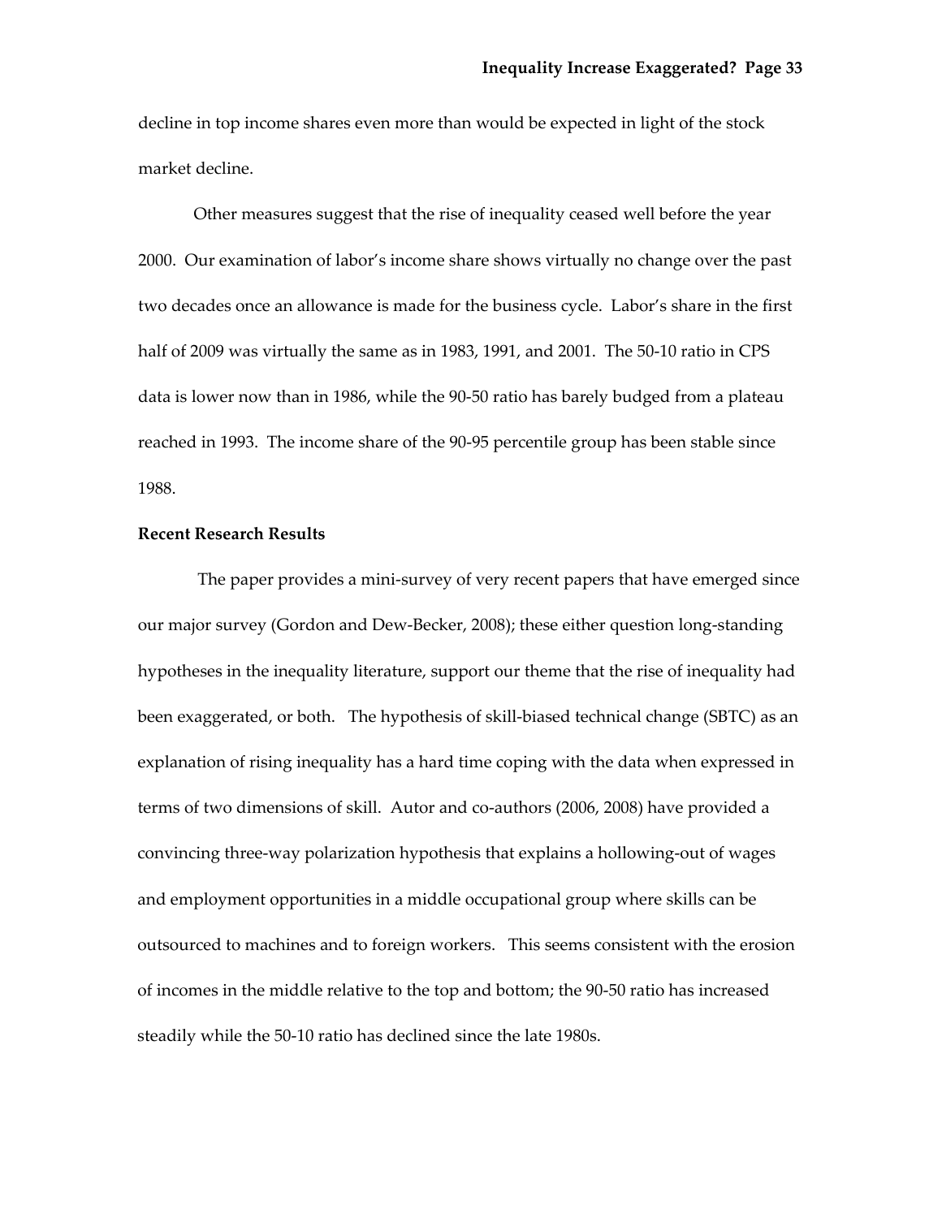decline in top income shares even more than would be expected in light of the stock market decline.

Other measures suggest that the rise of inequality ceased well before the year 2000. Our examination of labor's income share shows virtually no change over the past two decades once an allowance is made for the business cycle. Labor's share in the first half of 2009 was virtually the same as in 1983, 1991, and 2001. The 50-10 ratio in CPS data is lower now than in 1986, while the 90-50 ratio has barely budged from a plateau reached in 1993. The income share of the 90-95 percentile group has been stable since 1988.

**Recent Research Results**

The paper provides a mini-survey of very recent papers that have emerged since our major survey (Gordon and Dew-Becker, 2008); these either question long-standing hypotheses in the inequality literature, support our theme that the rise of inequality had been exaggerated, or both. The hypothesis of skill-biased technical change (SBTC) as an explanation of rising inequality has a hard time coping with the data when expressed in terms of two dimensions of skill. Autor and co-authors (2006, 2008) have provided a convincing three-way polarization hypothesis that explains a hollowing-out of wages and employment opportunities in a middle occupational group where skills can be outsourced to machines and to foreign workers. This seems consistent with the erosion of incomes in the middle relative to the top and bottom; the 90-50 ratio has increased steadily while the 50-10 ratio has declined since the late 1980s.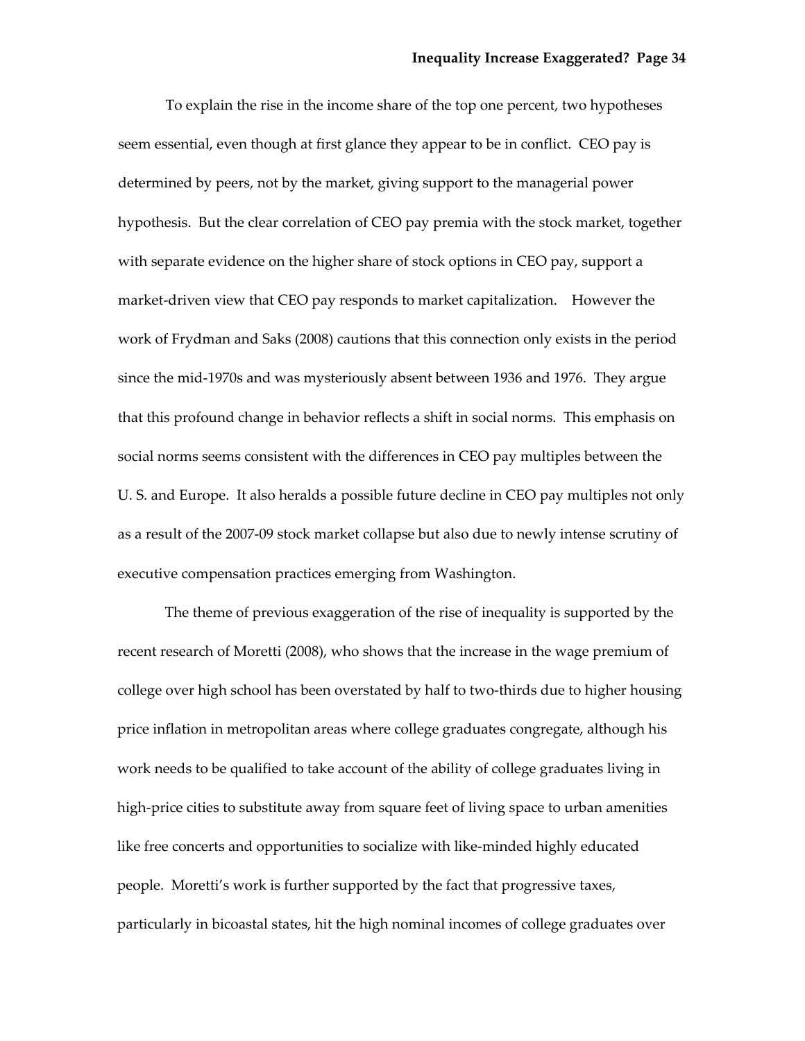To explain the rise in the income share of the top one percent, two hypotheses seem essential, even though at first glance they appear to be in conflict. CEO pay is determined by peers, not by the market, giving support to the managerial power hypothesis. But the clear correlation of CEO pay premia with the stock market, together with separate evidence on the higher share of stock options in CEO pay, support a market-driven view that CEO pay responds to market capitalization. However the work of Frydman and Saks (2008) cautions that this connection only exists in the period since the mid-1970s and was mysteriously absent between 1936 and 1976. They argue that this profound change in behavior reflects a shift in social norms. This emphasis on social norms seems consistent with the differences in CEO pay multiples between the U. S. and Europe. It also heralds a possible future decline in CEO pay multiples not only as a result of the 2007-09 stock market collapse but also due to newly intense scrutiny of executive compensation practices emerging from Washington.

The theme of previous exaggeration of the rise of inequality is supported by the recent research of Moretti (2008), who shows that the increase in the wage premium of college over high school has been overstated by half to two-thirds due to higher housing price inflation in metropolitan areas where college graduates congregate, although his work needs to be qualified to take account of the ability of college graduates living in high-price cities to substitute away from square feet of living space to urban amenities like free concerts and opportunities to socialize with like-minded highly educated people. Moretti's work is further supported by the fact that progressive taxes, particularly in bicoastal states, hit the high nominal incomes of college graduates over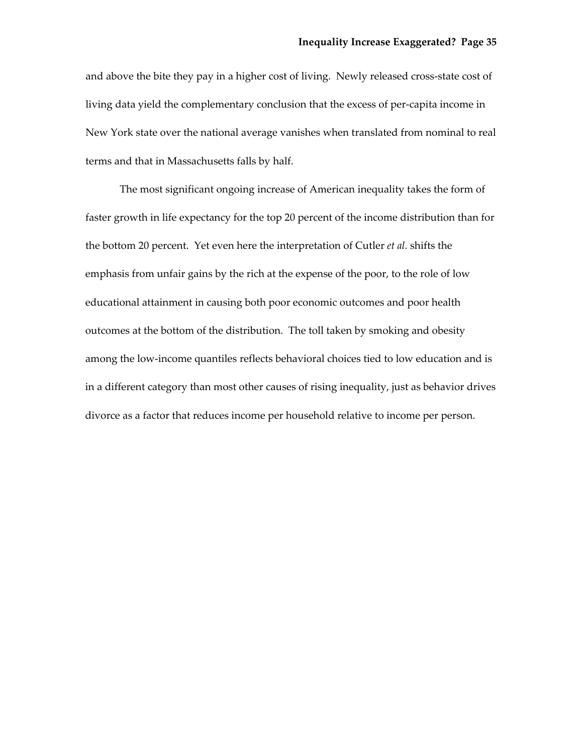and above the bite they pay in a higher cost of living. Newly released cross-state cost of living data yield the complementary conclusion that the excess of per-capita income in New York state over the national average vanishes when translated from nominal to real terms and that in Massachusetts falls by half.

The most significant ongoing increase of American inequality takes the form of faster growth in life expectancy for the top 20 percent of the income distribution than for the bottom 20 percent. Yet even here the interpretation of Cutler *et al.* shifts the emphasis from unfair gains by the rich at the expense of the poor, to the role of low educational attainment in causing both poor economic outcomes and poor health outcomes at the bottom of the distribution. The toll taken by smoking and obesity among the low-income quantiles reflects behavioral choices tied to low education and is in a different category than most other causes of rising inequality, just as behavior drives divorce as a factor that reduces income per household relative to income per person.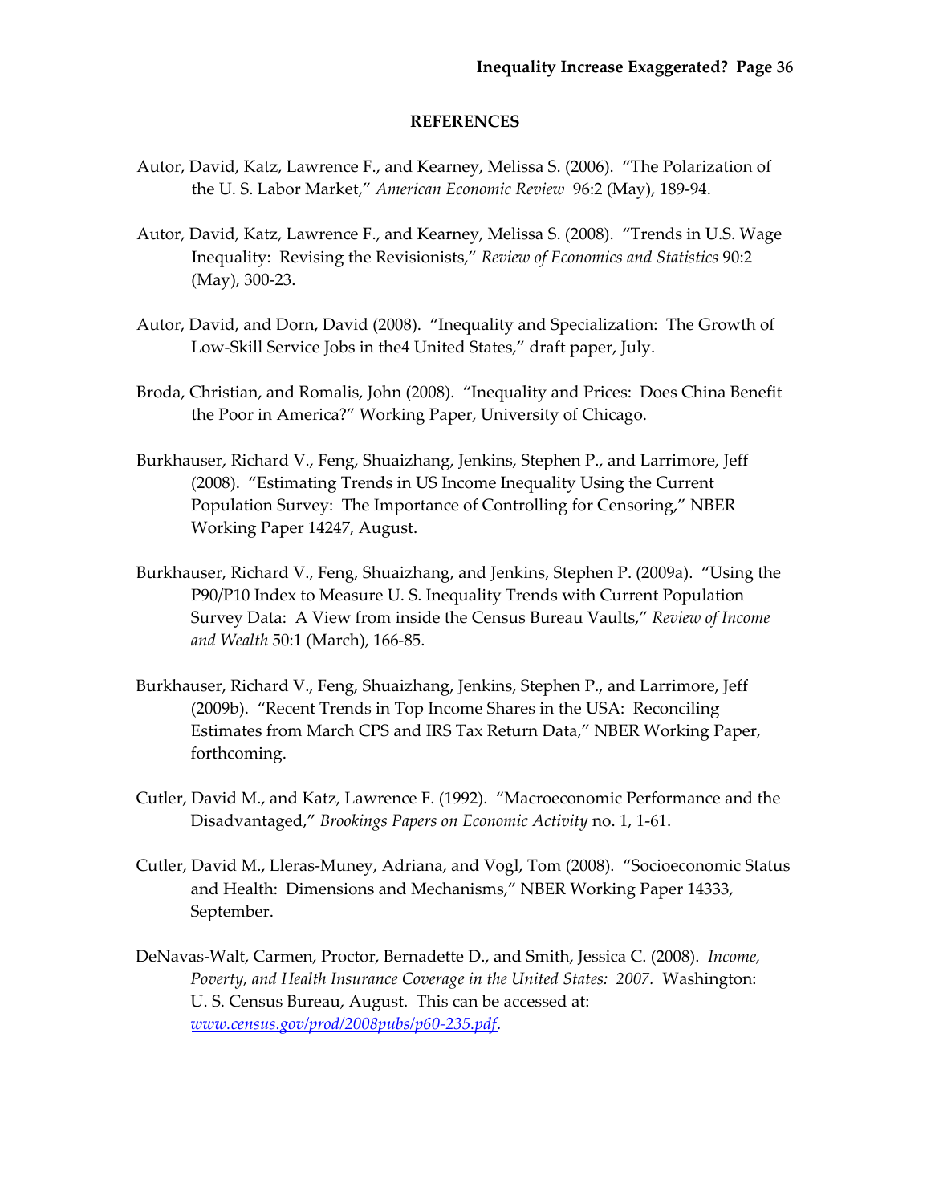## REFERENCES

Autor, David, Katz, Lawrence F., and Kearney, Melissa S. (2006). "The Polarization of the U. S. Labor Market," *American Economic Review* 96:2 (May), 189-94.

Autor, David, Katz, Lawrence F., and Kearney, Melissa S. (2008). "Trends in U.S. Wage Inequality: Revising the Revisionists," *Review of Economics and Statistics* 90:2 (May), 300-23.

Autor, David, and Dorn, David (2008). "Inequality and Specialization: The Growth of Low-Skill Service Jobs in the4 United States," draft paper, July.

Broda, Christian, and Romalis, John (2008). "Inequality and Prices: Does China Benefit the Poor in America?" Working Paper, University of Chicago.

Burkhauser, Richard V., Feng, Shuaizhang, Jenkins, Stephen P., and Larrimore, Jeff (2008). "Estimating Trends in US Income Inequality Using the Current Population Survey: The Importance of Controlling for Censoring," NBER Working Paper 14247, August.

Burkhauser, Richard V., Feng, Shuaizhang, and Jenkins, Stephen P. (2009a). "Using the P90/P10 Index to Measure U. S. Inequality Trends with Current Population Survey Data: A View from inside the Census Bureau Vaults," *Review of Income and Wealth* 50:1 (March), 166-85.

Burkhauser, Richard V., Feng, Shuaizhang, Jenkins, Stephen P., and Larrimore, Jeff (2009b). "Recent Trends in Top Income Shares in the USA: Reconciling Estimates from March CPS and IRS Tax Return Data," NBER Working Paper, forthcoming.

Cutler, David M., and Katz, Lawrence F. (1992). "Macroeconomic Performance and the Disadvantaged," *Brookings Papers on Economic Activity* no. 1, 1-61.

Cutler, David M., Lleras-Muney, Adriana, and Vogl, Tom (2008). "Socioeconomic Status and Health: Dimensions and Mechanisms," NBER Working Paper 14333, September.

DeNavas-Walt, Carmen, Proctor, Bernadette D., and Smith, Jessica C. (2008). *Income, Poverty, and Health Insurance Coverage in the United States: 2007*. Washington: U. S. Census Bureau, August. This can be accessed at: [www.census.gov/prod/2008pubs/p60-235.pdf](www.census.gov/prod/2008pubs/p60-235.pdf).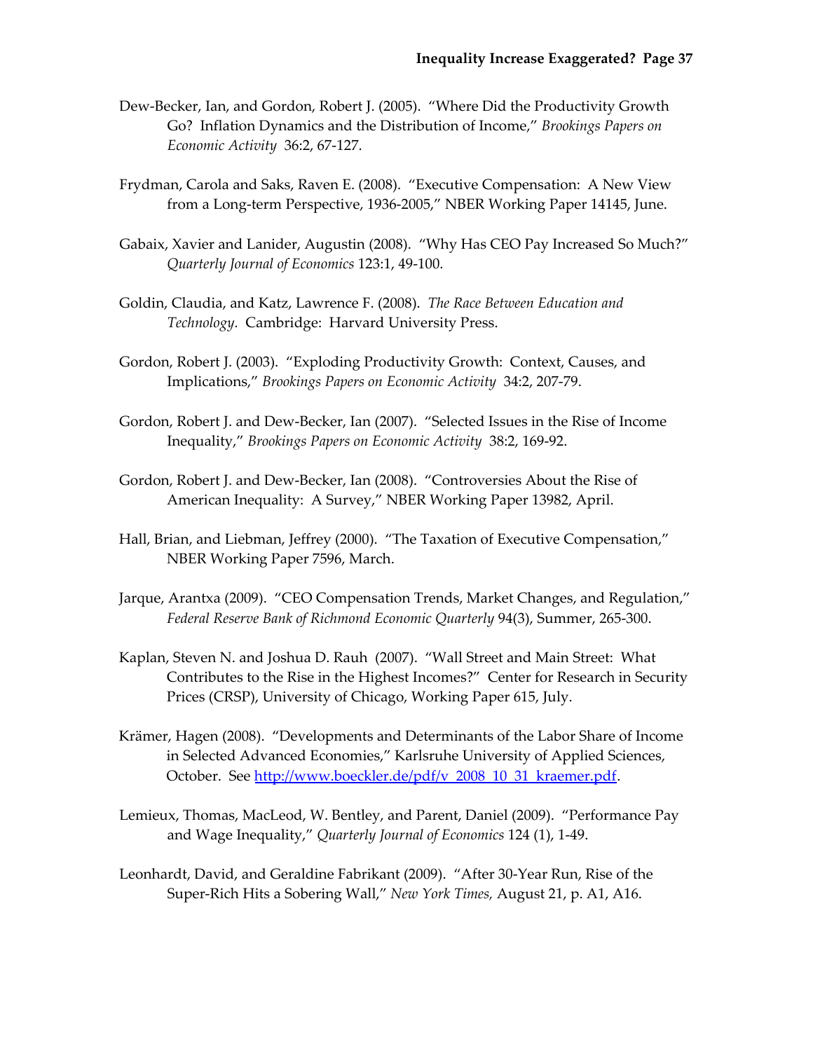Dew-Becker, Ian, and Gordon, Robert J. (2005). "Where Did the Productivity Growth Go? Inflation Dynamics and the Distribution of Income," *Brookings Papers on Economic Activity* 36:2, 67-127.

Frydman, Carola and Saks, Raven E. (2008). "Executive Compensation: A New View from a Long-term Perspective, 1936-2005," NBER Working Paper 14145, June.

Gabaix, Xavier and Lanider, Augustin (2008). "Why Has CEO Pay Increased So Much?" *Quarterly Journal of Economics* 123:1, 49-100.

Goldin, Claudia, and Katz, Lawrence F. (2008). *The Race Between Education and Technology.* Cambridge: Harvard University Press.

Gordon, Robert J. (2003). "Exploding Productivity Growth: Context, Causes, and Implications," *Brookings Papers on Economic Activity* 34:2, 207-79.

Gordon, Robert J. and Dew-Becker, Ian (2007). "Selected Issues in the Rise of Income Inequality," *Brookings Papers on Economic Activity* 38:2, 169-92.

Gordon, Robert J. and Dew-Becker, Ian (2008). "Controversies About the Rise of American Inequality: A Survey," NBER Working Paper 13982, April.

Hall, Brian, and Liebman, Jeffrey (2000). "The Taxation of Executive Compensation," NBER Working Paper 7596, March.

Jarque, Arantxa (2009). "CEO Compensation Trends, Market Changes, and Regulation," *Federal Reserve Bank of Richmond Economic Quarterly* 94(3), Summer, 265-300.

Kaplan, Steven N. and Joshua D. Rauh (2007). "Wall Street and Main Street: What Contributes to the Rise in the Highest Incomes?" Center for Research in Security Prices (CRSP), University of Chicago, Working Paper 615, July.

Krämer, Hagen (2008). "Developments and Determinants of the Labor Share of Income in Selected Advanced Economies," Karlsruhe University of Applied Sciences, October. See [http://www.boeckler.de/pdf/v_2008_10_31_kraemer.pdf](http://www.boeckler.de/pdf/v_2008_10_31_kraemer.pdf).

Lemieux, Thomas, MacLeod, W. Bentley, and Parent, Daniel (2009). "Performance Pay and Wage Inequality," *Quarterly Journal of Economics* 124 (1), 1-49.

Leonhardt, David, and Geraldine Fabrikant (2009). "After 30-Year Run, Rise of the Super-Rich Hits a Sobering Wall," *New York Times,* August 21, p. A1, A16.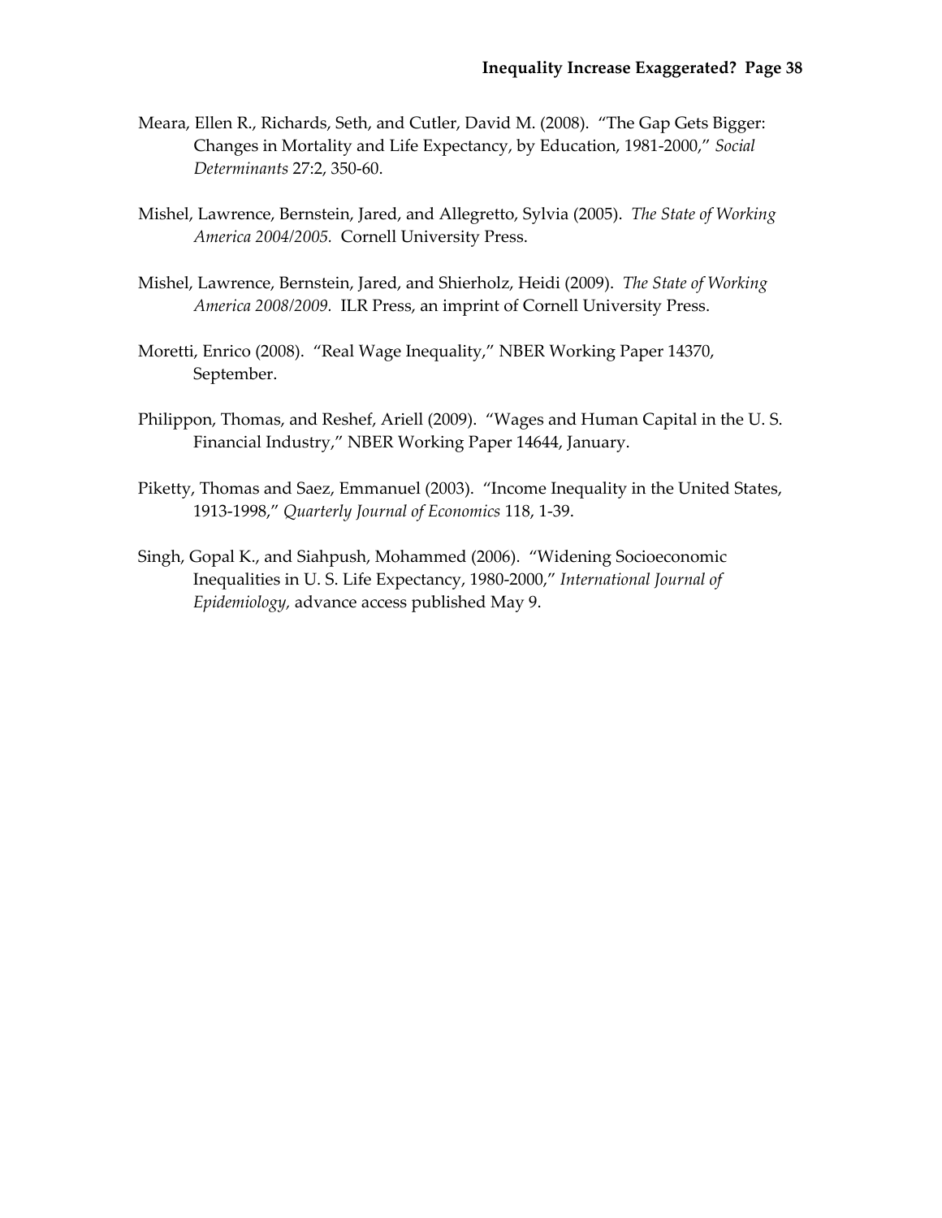Meara, Ellen R., Richards, Seth, and Cutler, David M. (2008). "The Gap Gets Bigger: Changes in Mortality and Life Expectancy, by Education, 1981-2000," *Social Determinants* 27:2, 350-60.

Mishel, Lawrence, Bernstein, Jared, and Allegretto, Sylvia (2005). *The State of Working America 2004/2005.* Cornell University Press.

Mishel, Lawrence, Bernstein, Jared, and Shierholz, Heidi (2009). *The State of Working America 2008/2009.* ILR Press, an imprint of Cornell University Press.

Moretti, Enrico (2008). "Real Wage Inequality," NBER Working Paper 14370, September.

Philippon, Thomas, and Reshef, Ariell (2009). "Wages and Human Capital in the U. S. Financial Industry," NBER Working Paper 14644, January.

Piketty, Thomas and Saez, Emmanuel (2003). "Income Inequality in the United States, 1913-1998," *Quarterly Journal of Economics* 118, 1-39.

Singh, Gopal K., and Siahpush, Mohammed (2006). "Widening Socioeconomic Inequalities in U. S. Life Expectancy, 1980-2000," *International Journal of Epidemiology,* advance access published May 9.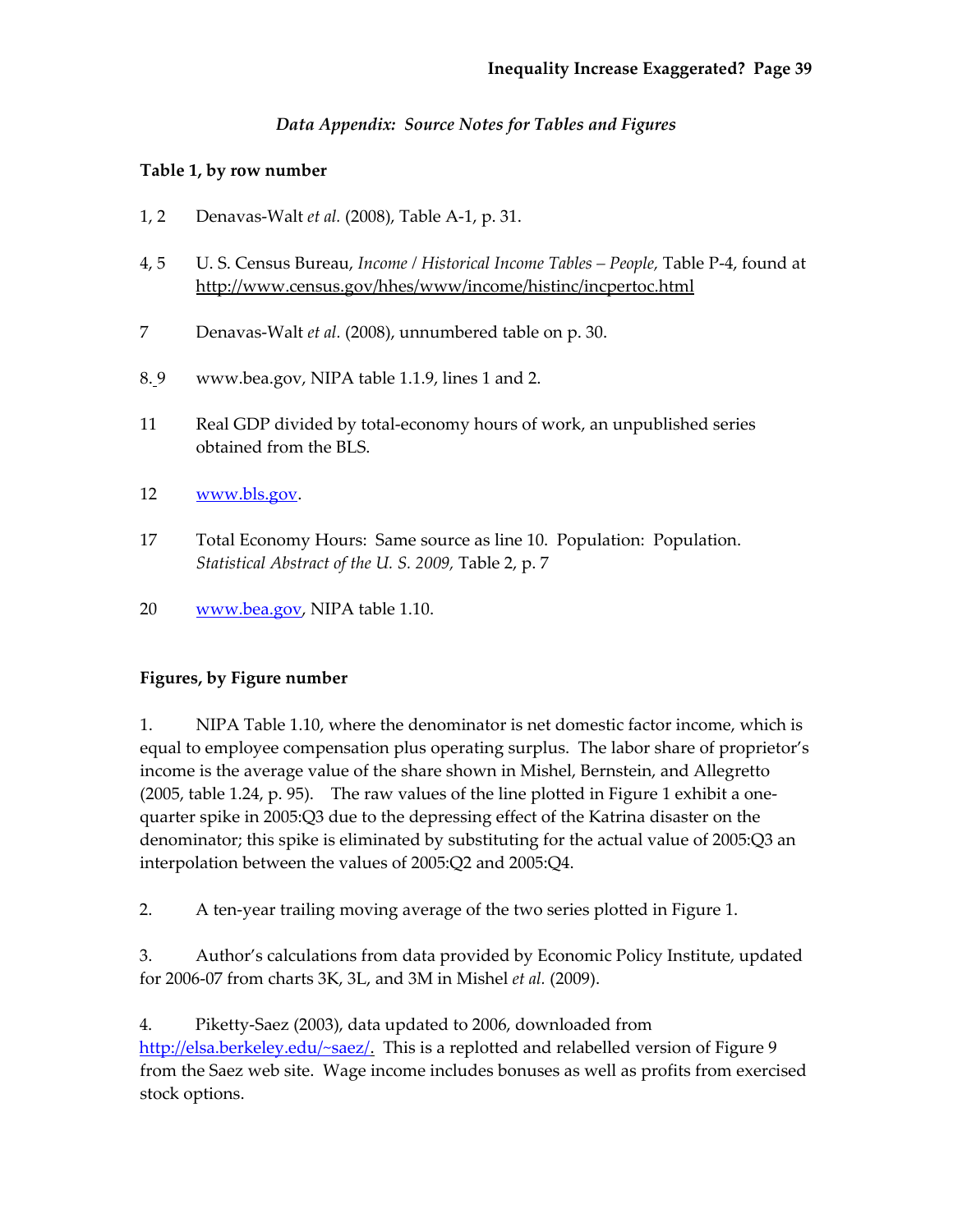### *Data Appendix: Source Notes for Tables and Figures*

**Table 1, by row number**

1, 2 Denavas-Walt *et al.* (2008), Table A-1, p. 31.

4, 5 U. S. Census Bureau, *Income / Historical Income Tables – People,* Table P-4, found at http://www.census.gov/hhes/www/income/histinc/incpertoc.html

7 Denavas-Walt *et al.* (2008), unnumbered table on p. 30.

8, 9 www.bea.gov, NIPA table 1.1.9, lines 1 and 2.

11 Real GDP divided by total-economy hours of work, an unpublished series obtained from the BLS.

12 www.bls.gov.

17 Total Economy Hours: Same source as line 10. Population: Population. *Statistical Abstract of the U. S. 2009,* Table 2, p. 7

20 www.bea.gov, NIPA table 1.10.

**Figures, by Figure number**

1. NIPA Table 1.10, where the denominator is net domestic factor income, which is equal to employee compensation plus operating surplus. The labor share of proprietor's income is the average value of the share shown in Mishel, Bernstein, and Allegretto (2005, table 1.24, p. 95). The raw values of the line plotted in Figure 1 exhibit a one-quarter spike in 2005:Q3 due to the depressing effect of the Katrina disaster on the denominator; this spike is eliminated by substituting for the actual value of 2005:Q3 an interpolation between the values of 2005:Q2 and 2005:Q4.

2. A ten-year trailing moving average of the two series plotted in Figure 1.

3. Author's calculations from data provided by Economic Policy Institute, updated for 2006-07 from charts 3K, 3L, and 3M in Mishel *et al.* (2009).

4. Piketty-Saez (2003), data updated to 2006, downloaded from http://elsa.berkeley.edu/~saez/. This is a replotted and relabelled version of Figure 9 from the Saez web site. Wage income includes bonuses as well as profits from exercised stock options.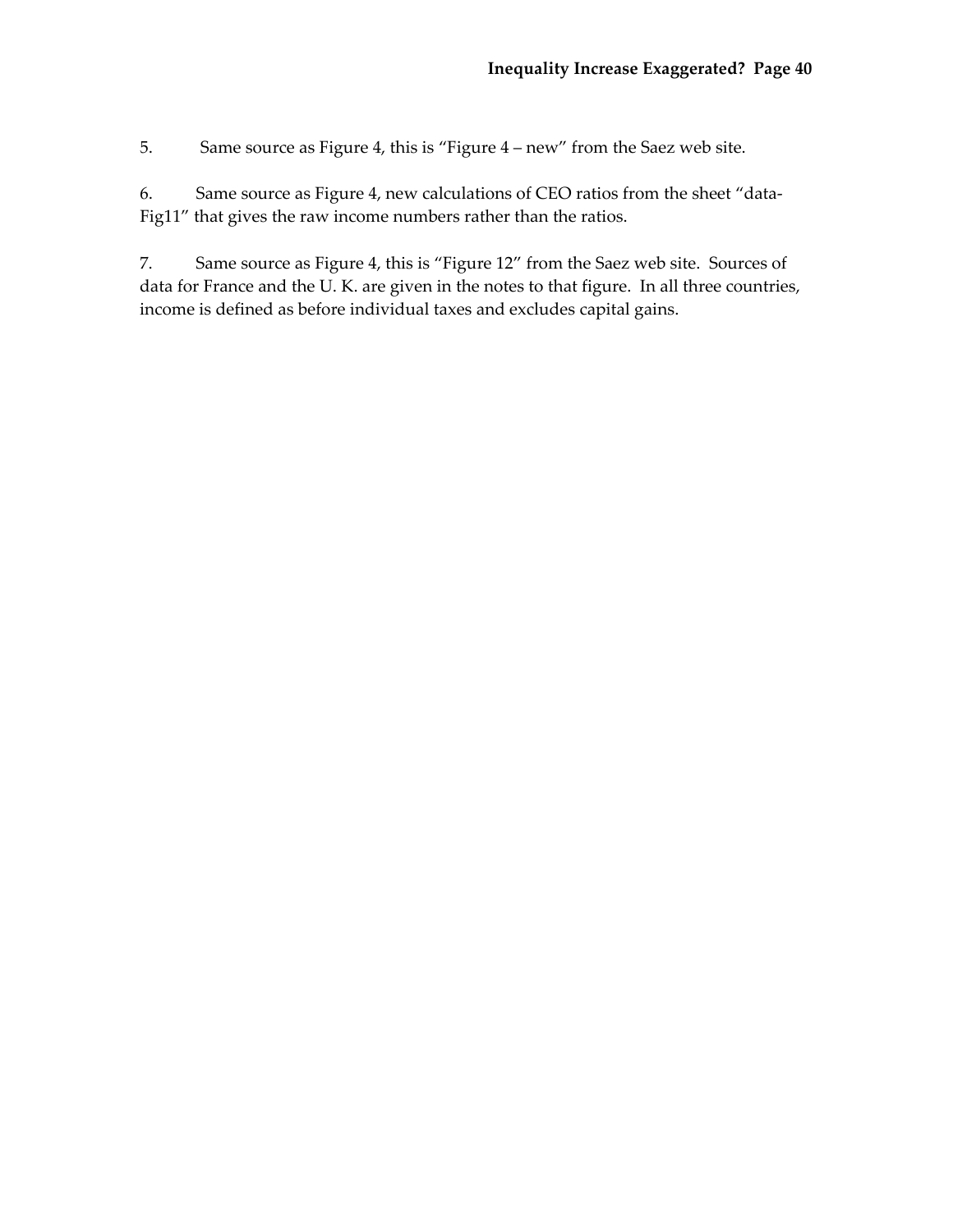5. Same source as Figure 4, this is "Figure 4 – new" from the Saez web site.

6. Same source as Figure 4, new calculations of CEO ratios from the sheet "data-Fig11" that gives the raw income numbers rather than the ratios.

7. Same source as Figure 4, this is "Figure 12" from the Saez web site. Sources of data for France and the U. K. are given in the notes to that figure. In all three countries, income is defined as before individual taxes and excludes capital gains.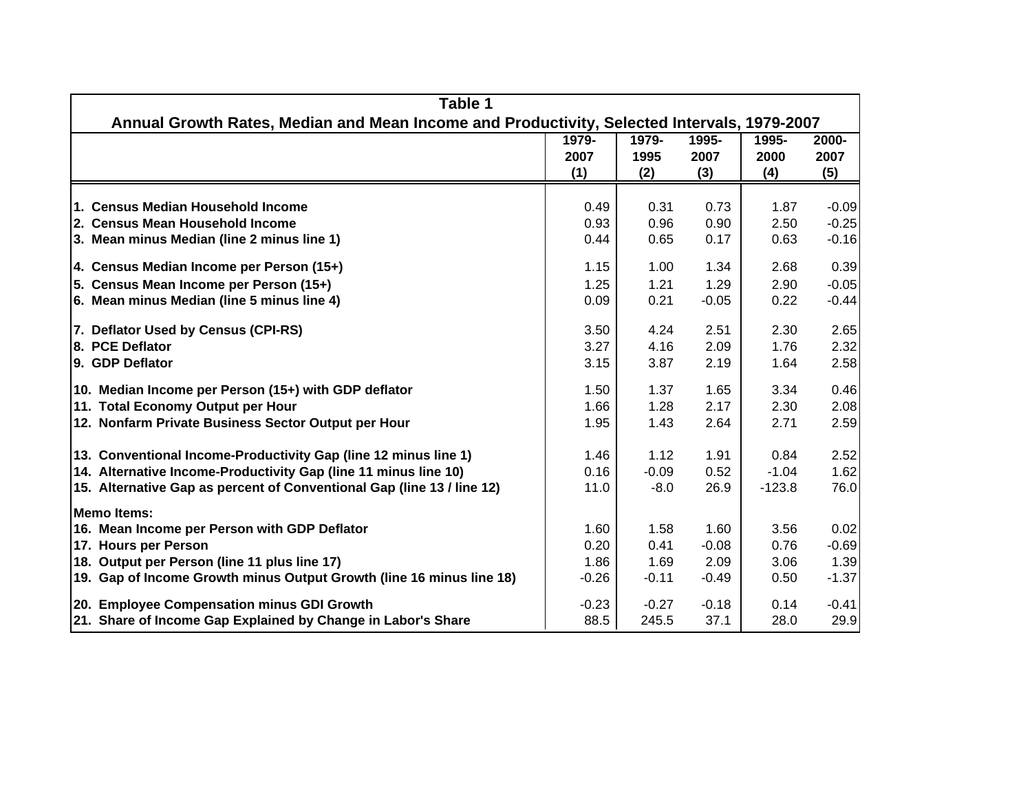**Table 1**

**Annual Growth Rates, Median and Mean Income and Productivity, Selected Intervals, 1979-2007**

| | 1979-2007 (1) | 1979-1995 (2) | 1995-2007 (3) | 1995-2000 (4) | 2000-2007 (5) |
|---|---|---|---|---|---|
| **1. Census Median Household Income** | 0.49 | 0.31 | 0.73 | 1.87 | -0.09 |
| **2. Census Mean Household Income** | 0.93 | 0.96 | 0.90 | 2.50 | -0.25 |
| **3. Mean minus Median (line 2 minus line 1)** | 0.44 | 0.65 | 0.17 | 0.63 | -0.16 |
| **4. Census Median Income per Person (15+)** | 1.15 | 1.00 | 1.34 | 2.68 | 0.39 |
| **5. Census Mean Income per Person (15+)** | 1.25 | 1.21 | 1.29 | 2.90 | -0.05 |
| **6. Mean minus Median (line 5 minus line 4)** | 0.09 | 0.21 | -0.05 | 0.22 | -0.44 |
| **7. Deflator Used by Census (CPI-RS)** | 3.50 | 4.24 | 2.51 | 2.30 | 2.65 |
| **8. PCE Deflator** | 3.27 | 4.16 | 2.09 | 1.76 | 2.32 |
| **9. GDP Deflator** | 3.15 | 3.87 | 2.19 | 1.64 | 2.58 |
| **10. Median Income per Person (15+) with GDP deflator** | 1.50 | 1.37 | 1.65 | 3.34 | 0.46 |
| **11. Total Economy Output per Hour** | 1.66 | 1.28 | 2.17 | 2.30 | 2.08 |
| **12. Nonfarm Private Business Sector Output per Hour** | 1.95 | 1.43 | 2.64 | 2.71 | 2.59 |
| **13. Conventional Income-Productivity Gap (line 12 minus line 1)** | 1.46 | 1.12 | 1.91 | 0.84 | 2.52 |
| **14. Alternative Income-Productivity Gap (line 11 minus line 10)** | 0.16 | -0.09 | 0.52 | -1.04 | 1.62 |
| **15. Alternative Gap as percent of Conventional Gap (line 13 / line 12)** | 11.0 | -8.0 | 26.9 | -123.8 | 76.0 |
| **Memo Items:** | | | | | |
| **16. Mean Income per Person with GDP Deflator** | 1.60 | 1.58 | 1.60 | 3.56 | 0.02 |
| **17. Hours per Person** | 0.20 | 0.41 | -0.08 | 0.76 | -0.69 |
| **18. Output per Person (line 11 plus line 17)** | 1.86 | 1.69 | 2.09 | 3.06 | 1.39 |
| **19. Gap of Income Growth minus Output Growth (line 16 minus line 18)** | -0.26 | -0.11 | -0.49 | 0.50 | -1.37 |
| **20. Employee Compensation minus GDI Growth** | -0.23 | -0.27 | -0.18 | 0.14 | -0.41 |
| **21. Share of Income Gap Explained by Change in Labor's Share** | 88.5 | 245.5 | 37.1 | 28.0 | 29.9 |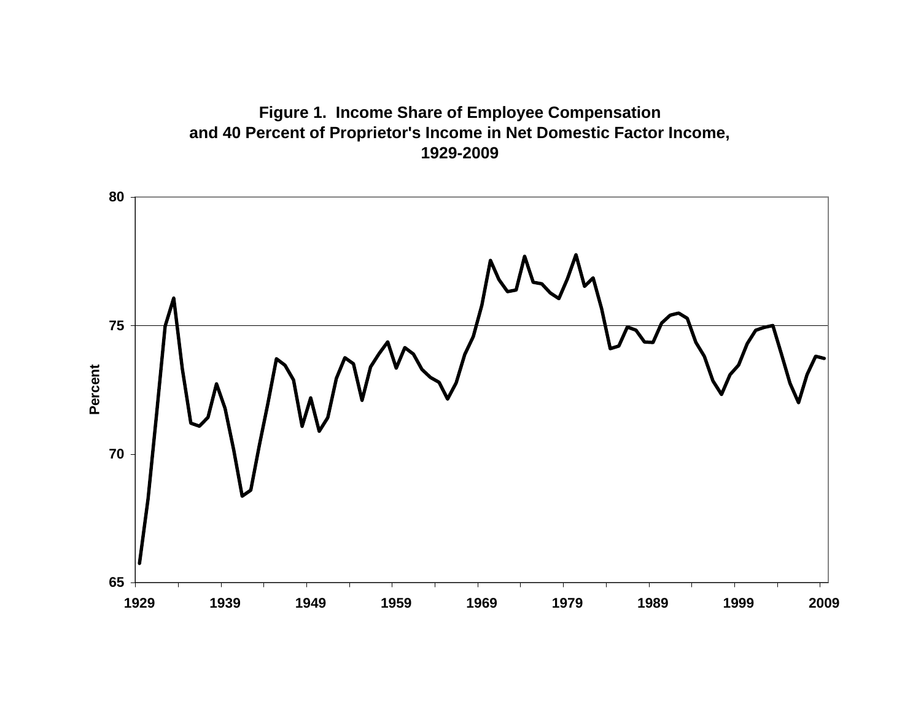**Figure 1. Income Share of Employee Compensation and 40 Percent of Proprietor's Income in Net Domestic Factor Income, 1929-2009**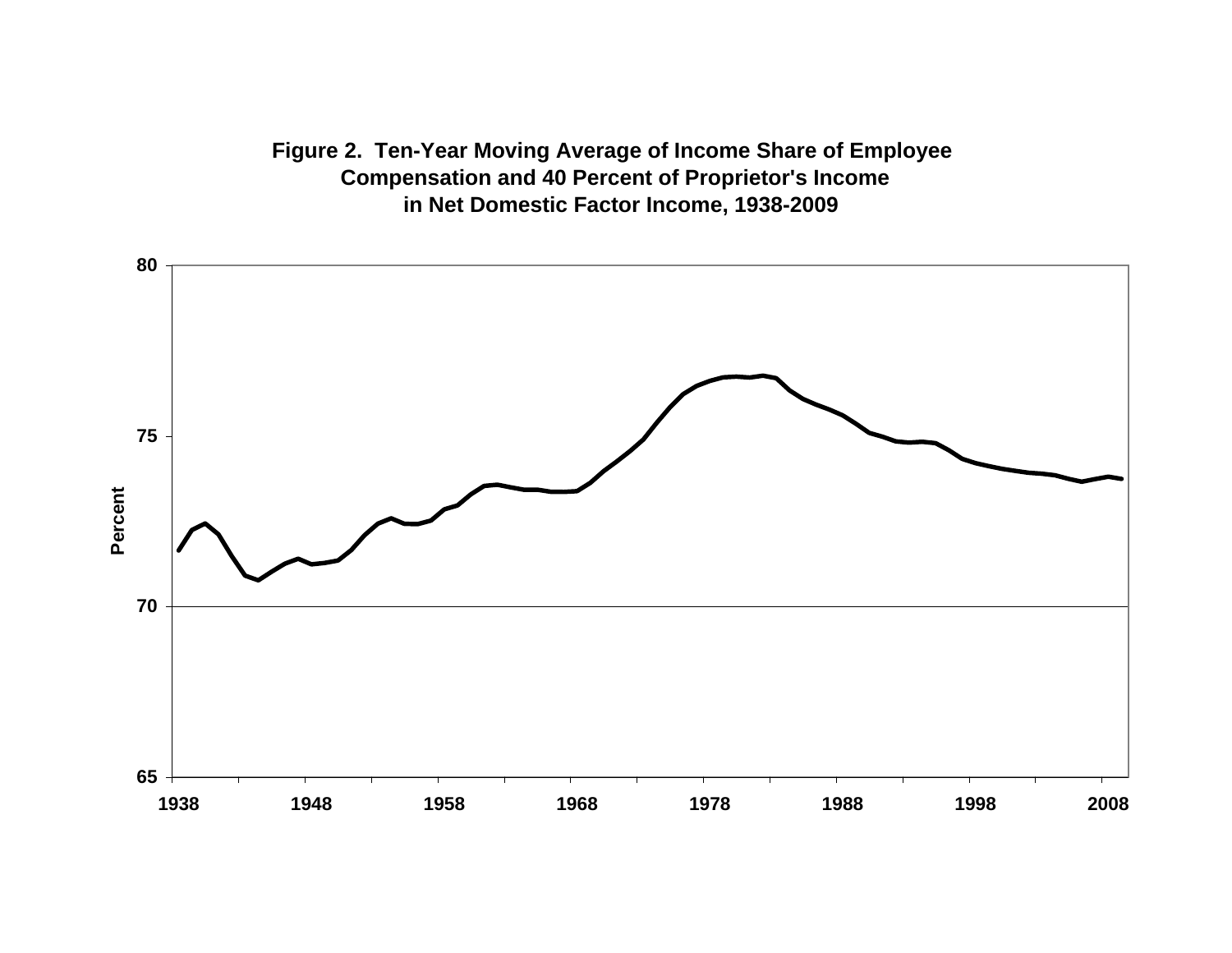**Figure 2. Ten-Year Moving Average of Income Share of Employee Compensation and 40 Percent of Proprietor's Income in Net Domestic Factor Income, 1938-2009**

Percent

80

75

70

65

1938 1948 1958 1968 1978 1988 1998 2008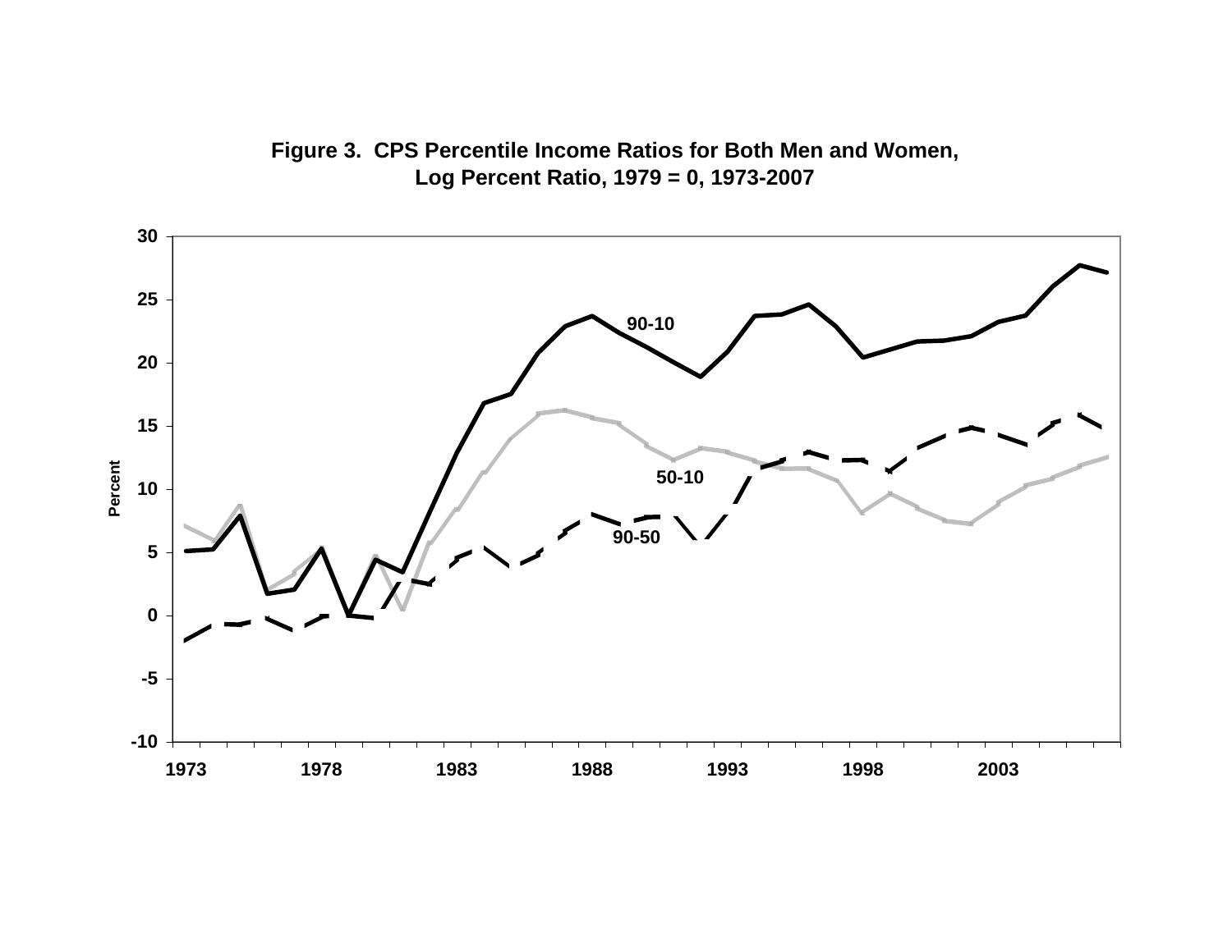**Figure 3. CPS Percentile Income Ratios for Both Men and Women, Log Percent Ratio, 1979 = 0, 1973-2007**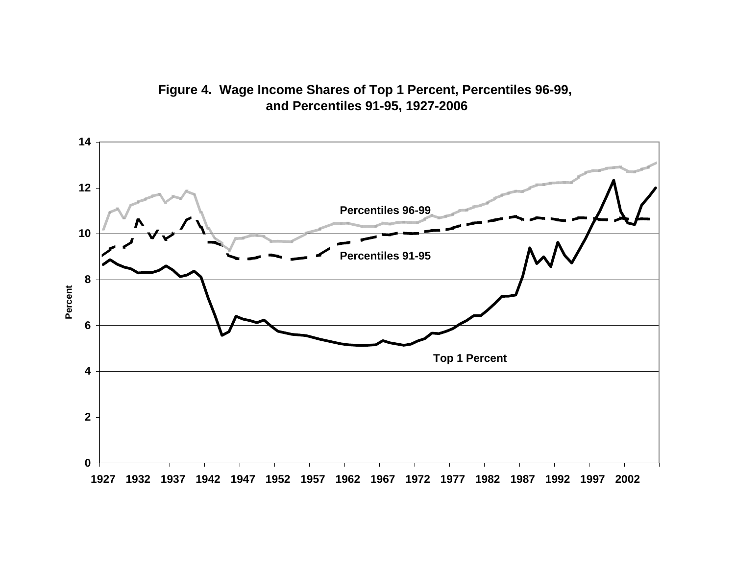**Figure 4. Wage Income Shares of Top 1 Percent, Percentiles 96-99, and Percentiles 91-95, 1927-2006**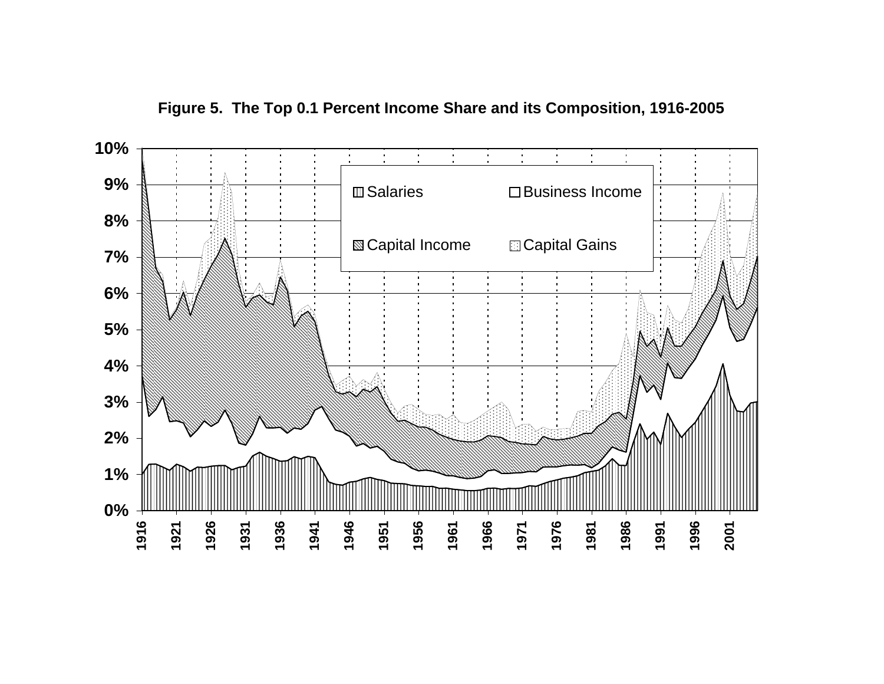**Figure 5. The Top 0.1 Percent Income Share and its Composition, 1916-2005**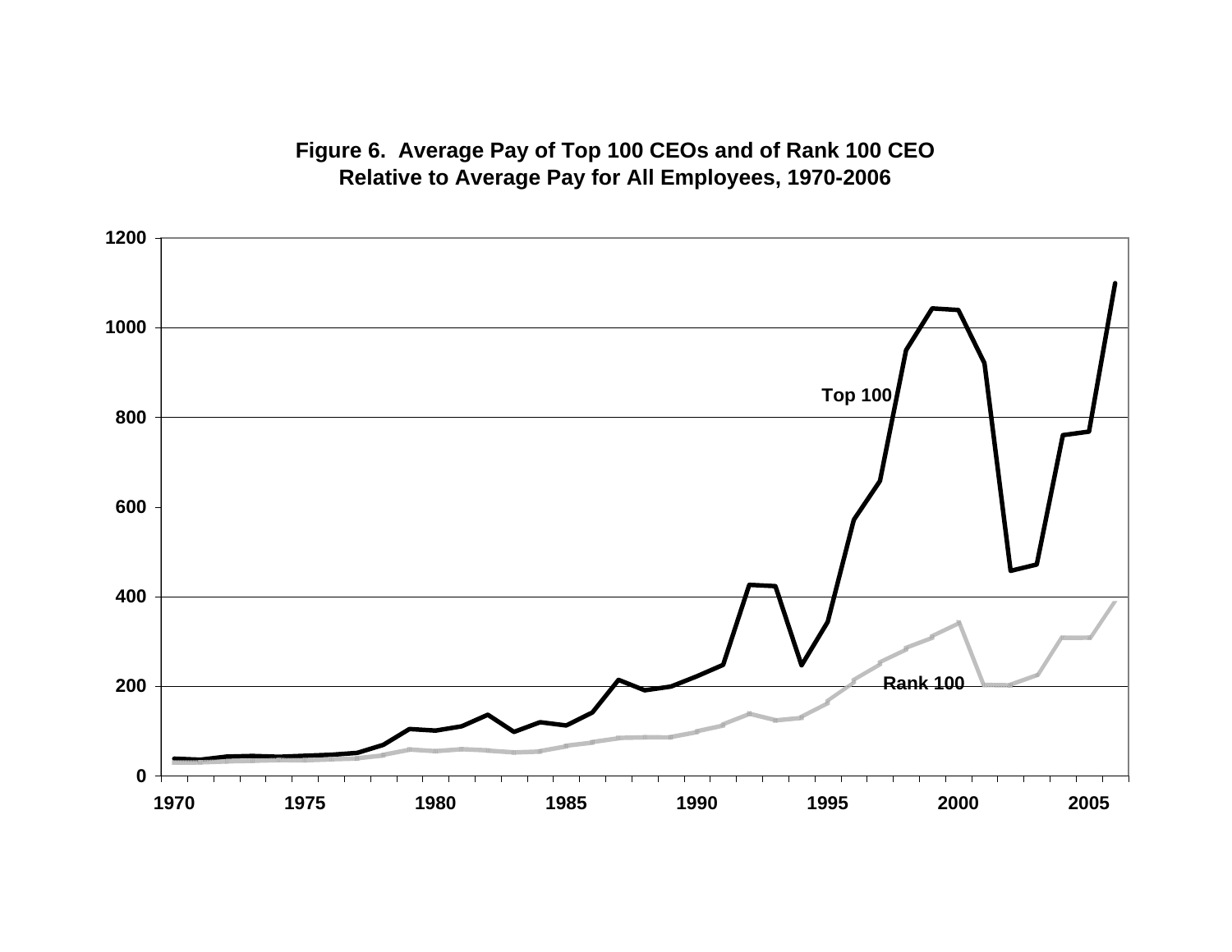**Figure 6. Average Pay of Top 100 CEOs and of Rank 100 CEO Relative to Average Pay for All Employees, 1970-2006**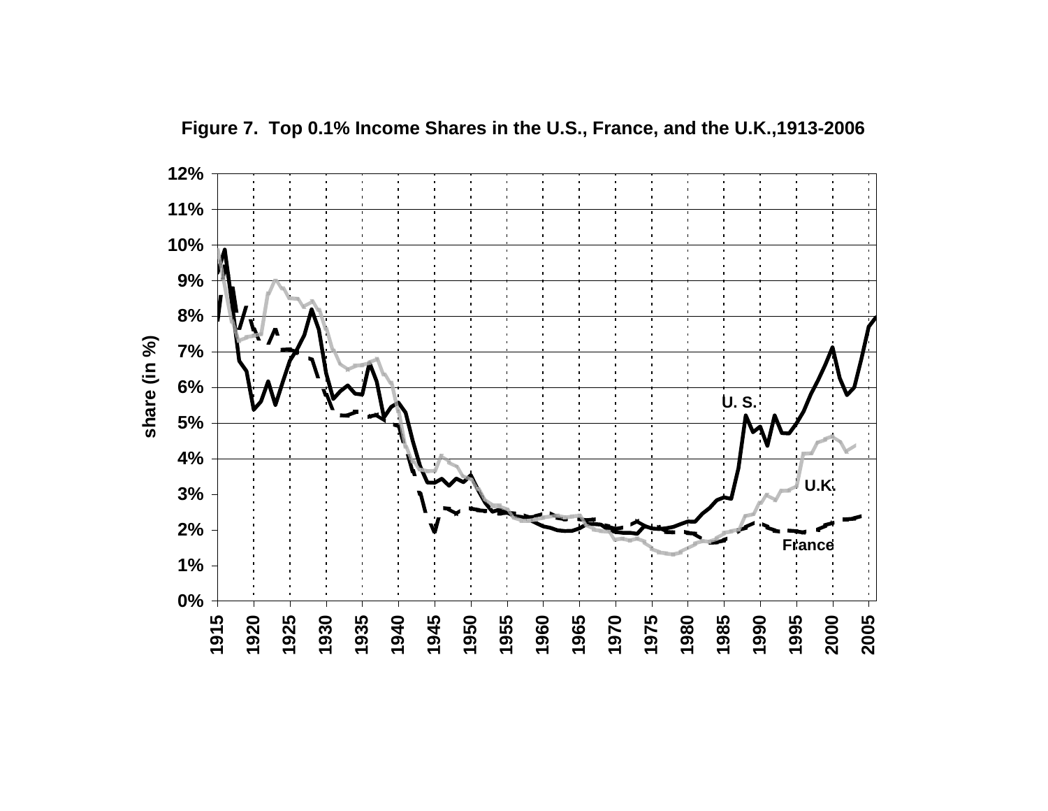**Figure 7. Top 0.1% Income Shares in the U.S., France, and the U.K.,1913-2006**

12%
11%
10%
9%
8%
7%
6%
5%
4%
3%
2%
1%
0%

share (in %)

U. S.
U.K.
France

1915 1920 1925 1930 1935 1940 1945 1950 1955 1960 1965 1970 1975 1980 1985 1990 1995 2000 2005